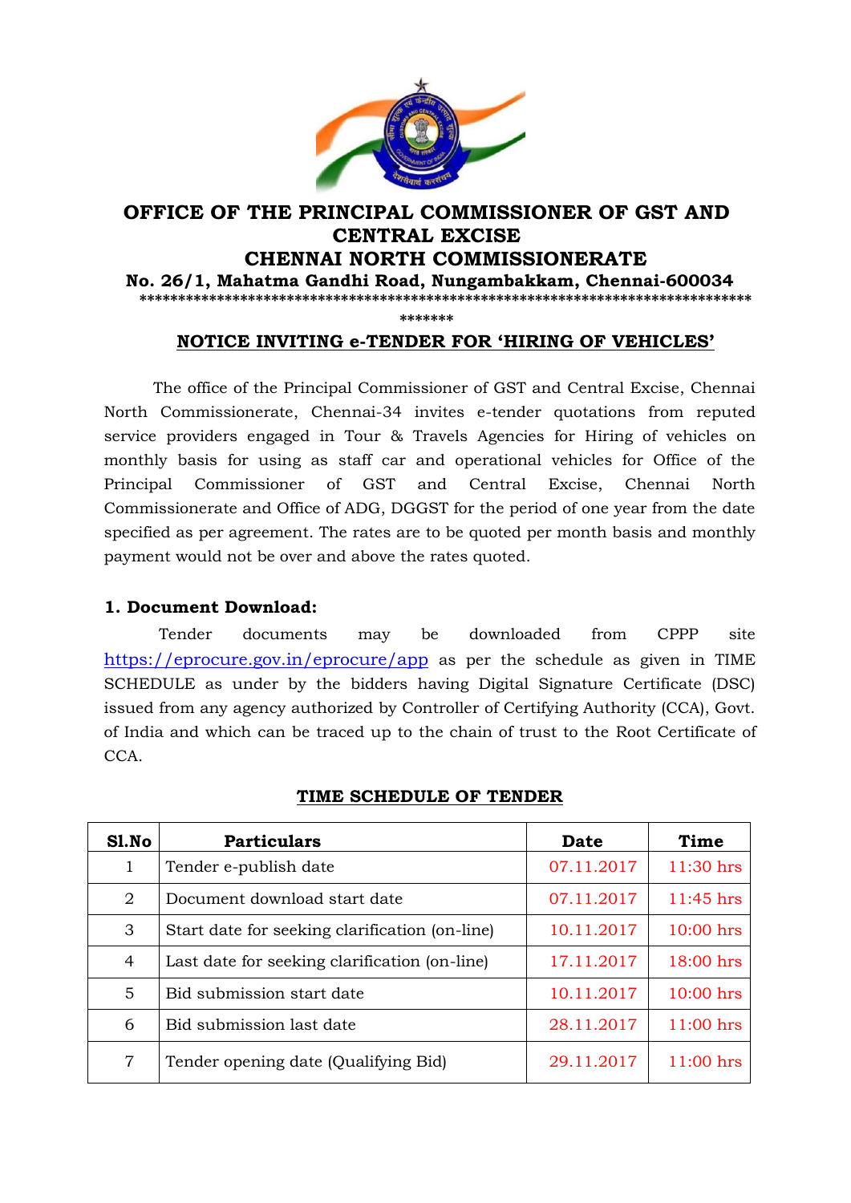# OFFICE OF THE PRINCIPAL COMMISSIONER OF GST AND CENTRAL EXCISE

# CHENNAI NORTH COMMISSIONERATE

**No. 26/1, Mahatma Gandhi Road, Nungambakkam, Chennai-600034**

*******************************************************************************

## NOTICE INVITING e-TENDER FOR 'HIRING OF VEHICLES'

The office of the Principal Commissioner of GST and Central Excise, Chennai North Commissionerate, Chennai-34 invites e-tender quotations from reputed service providers engaged in Tour & Travels Agencies for Hiring of vehicles on monthly basis for using as staff car and operational vehicles for Office of the Principal Commissioner of GST and Central Excise, Chennai North Commissionerate and Office of ADG, DGGST for the period of one year from the date specified as per agreement. The rates are to be quoted per month basis and monthly payment would not be over and above the rates quoted.

### 1. Document Download:

Tender documents may be downloaded from CPPP site https://eprocure.gov.in/eprocure/app as per the schedule as given in TIME SCHEDULE as under by the bidders having Digital Signature Certificate (DSC) issued from any agency authorized by Controller of Certifying Authority (CCA), Govt. of India and which can be traced up to the chain of trust to the Root Certificate of CCA.

**TIME SCHEDULE OF TENDER**

| Sl.No | Particulars | Date | Time |
|---|---|---|---|
| 1 | Tender e-publish date | 07.11.2017 | 11:30 hrs |
| 2 | Document download start date | 07.11.2017 | 11:45 hrs |
| 3 | Start date for seeking clarification (on-line) | 10.11.2017 | 10:00 hrs |
| 4 | Last date for seeking clarification (on-line) | 17.11.2017 | 18:00 hrs |
| 5 | Bid submission start date | 10.11.2017 | 10:00 hrs |
| 6 | Bid submission last date | 28.11.2017 | 11:00 hrs |
| 7 | Tender opening date (Qualifying Bid) | 29.11.2017 | 11:00 hrs |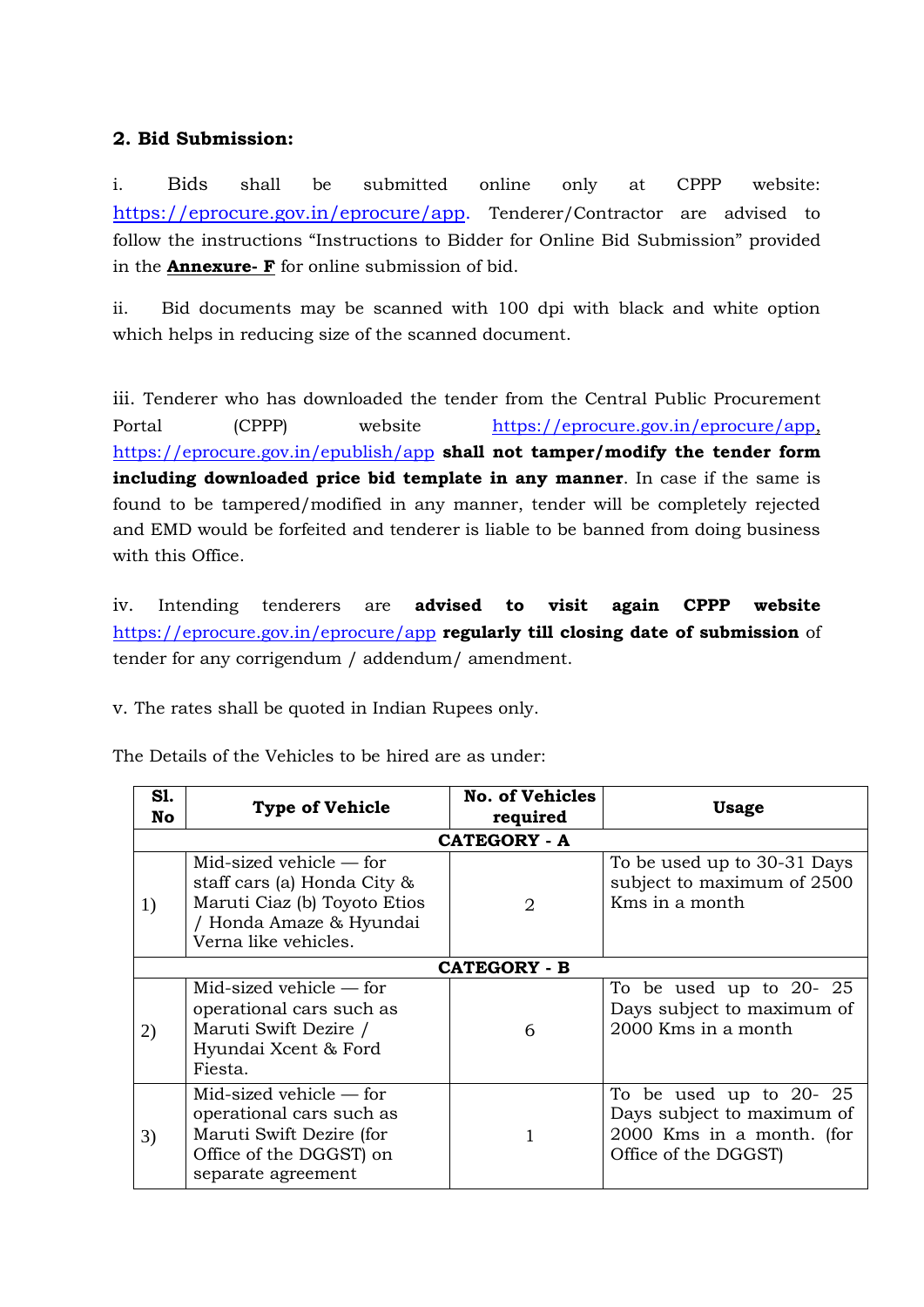**2. Bid Submission:**

i. Bids shall be submitted online only at CPPP website: https://eprocure.gov.in/eprocure/app. Tenderer/Contractor are advised to follow the instructions "Instructions to Bidder for Online Bid Submission" provided in the **Annexure- F** for online submission of bid.

ii. Bid documents may be scanned with 100 dpi with black and white option which helps in reducing size of the scanned document.

iii. Tenderer who has downloaded the tender from the Central Public Procurement Portal (CPPP) website https://eprocure.gov.in/eprocure/app, https://eprocure.gov.in/epublish/app **shall not tamper/modify the tender form including downloaded price bid template in any manner**. In case if the same is found to be tampered/modified in any manner, tender will be completely rejected and EMD would be forfeited and tenderer is liable to be banned from doing business with this Office.

iv. Intending tenderers are **advised to visit again CPPP website** https://eprocure.gov.in/eprocure/app **regularly till closing date of submission** of tender for any corrigendum / addendum/ amendment.

v. The rates shall be quoted in Indian Rupees only.

The Details of the Vehicles to be hired are as under:

| Sl. No | Type of Vehicle | No. of Vehicles required | Usage |
|---|---|---|---|
| | | **CATEGORY - A** | |
| 1) | Mid-sized vehicle — for staff cars (a) Honda City & Maruti Ciaz (b) Toyoto Etios / Honda Amaze & Hyundai Verna like vehicles. | 2 | To be used up to 30-31 Days subject to maximum of 2500 Kms in a month |
| | | **CATEGORY - B** | |
| 2) | Mid-sized vehicle — for operational cars such as Maruti Swift Dezire / Hyundai Xcent & Ford Fiesta. | 6 | To be used up to 20- 25 Days subject to maximum of 2000 Kms in a month |
| 3) | Mid-sized vehicle — for operational cars such as Maruti Swift Dezire (for Office of the DGGST) on separate agreement | 1 | To be used up to 20- 25 Days subject to maximum of 2000 Kms in a month. (for Office of the DGGST) |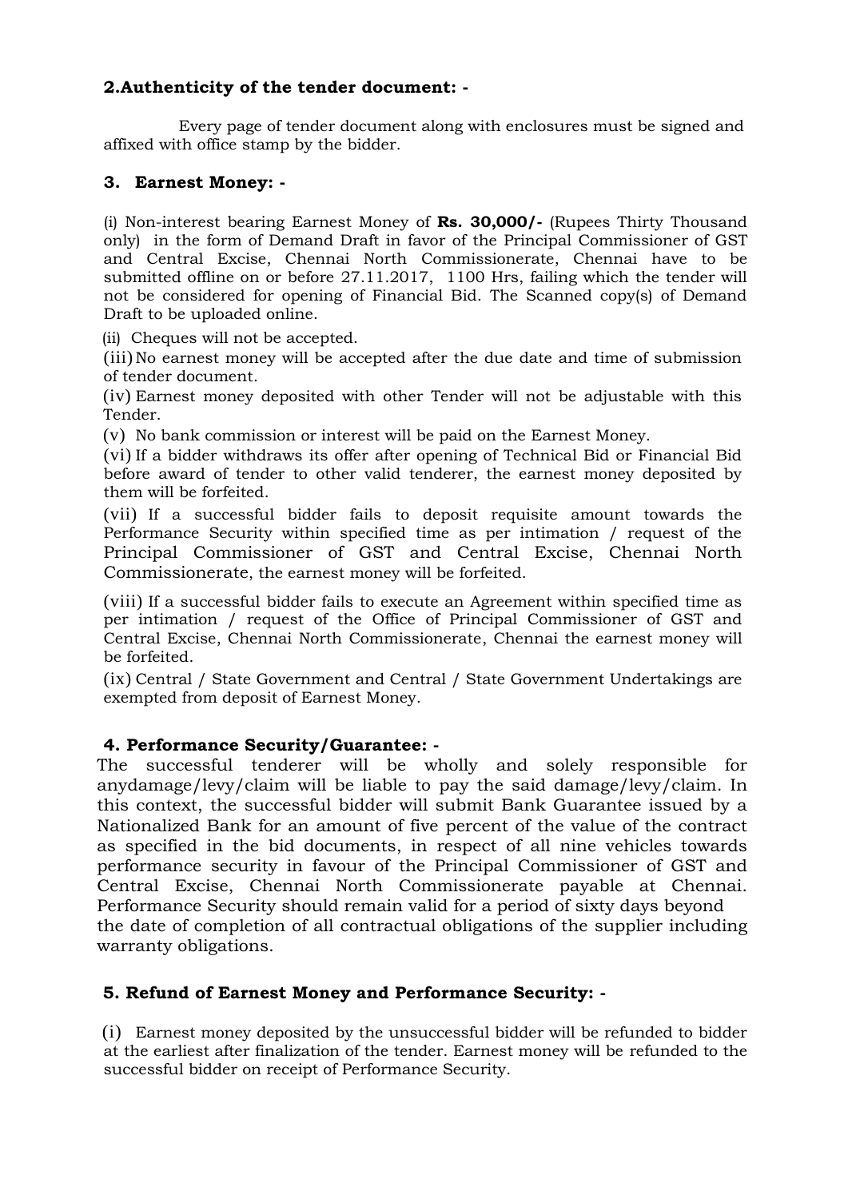## 2.Authenticity of the tender document: -

Every page of tender document along with enclosures must be signed and affixed with office stamp by the bidder.

## 3. Earnest Money: -

(i) Non-interest bearing Earnest Money of **Rs. 30,000/-** (Rupees Thirty Thousand only) in the form of Demand Draft in favor of the Principal Commissioner of GST and Central Excise, Chennai North Commissionerate, Chennai have to be submitted offline on or before 27.11.2017, 1100 Hrs, failing which the tender will not be considered for opening of Financial Bid. The Scanned copy(s) of Demand Draft to be uploaded online.

(ii) Cheques will not be accepted.

(iii) No earnest money will be accepted after the due date and time of submission of tender document.

(iv) Earnest money deposited with other Tender will not be adjustable with this Tender.

(v) No bank commission or interest will be paid on the Earnest Money.

(vi) If a bidder withdraws its offer after opening of Technical Bid or Financial Bid before award of tender to other valid tenderer, the earnest money deposited by them will be forfeited.

(vii) If a successful bidder fails to deposit requisite amount towards the Performance Security within specified time as per intimation / request of the Principal Commissioner of GST and Central Excise, Chennai North Commissionerate, the earnest money will be forfeited.

(viii) If a successful bidder fails to execute an Agreement within specified time as per intimation / request of the Office of Principal Commissioner of GST and Central Excise, Chennai North Commissionerate, Chennai the earnest money will be forfeited.

(ix) Central / State Government and Central / State Government Undertakings are exempted from deposit of Earnest Money.

## 4. Performance Security/Guarantee: -

The successful tenderer will be wholly and solely responsible for anydamage/levy/claim will be liable to pay the said damage/levy/claim. In this context, the successful bidder will submit Bank Guarantee issued by a Nationalized Bank for an amount of five percent of the value of the contract as specified in the bid documents, in respect of all nine vehicles towards performance security in favour of the Principal Commissioner of GST and Central Excise, Chennai North Commissionerate payable at Chennai. Performance Security should remain valid for a period of sixty days beyond the date of completion of all contractual obligations of the supplier including warranty obligations.

## 5. Refund of Earnest Money and Performance Security: -

(i) Earnest money deposited by the unsuccessful bidder will be refunded to bidder at the earliest after finalization of the tender. Earnest money will be refunded to the successful bidder on receipt of Performance Security.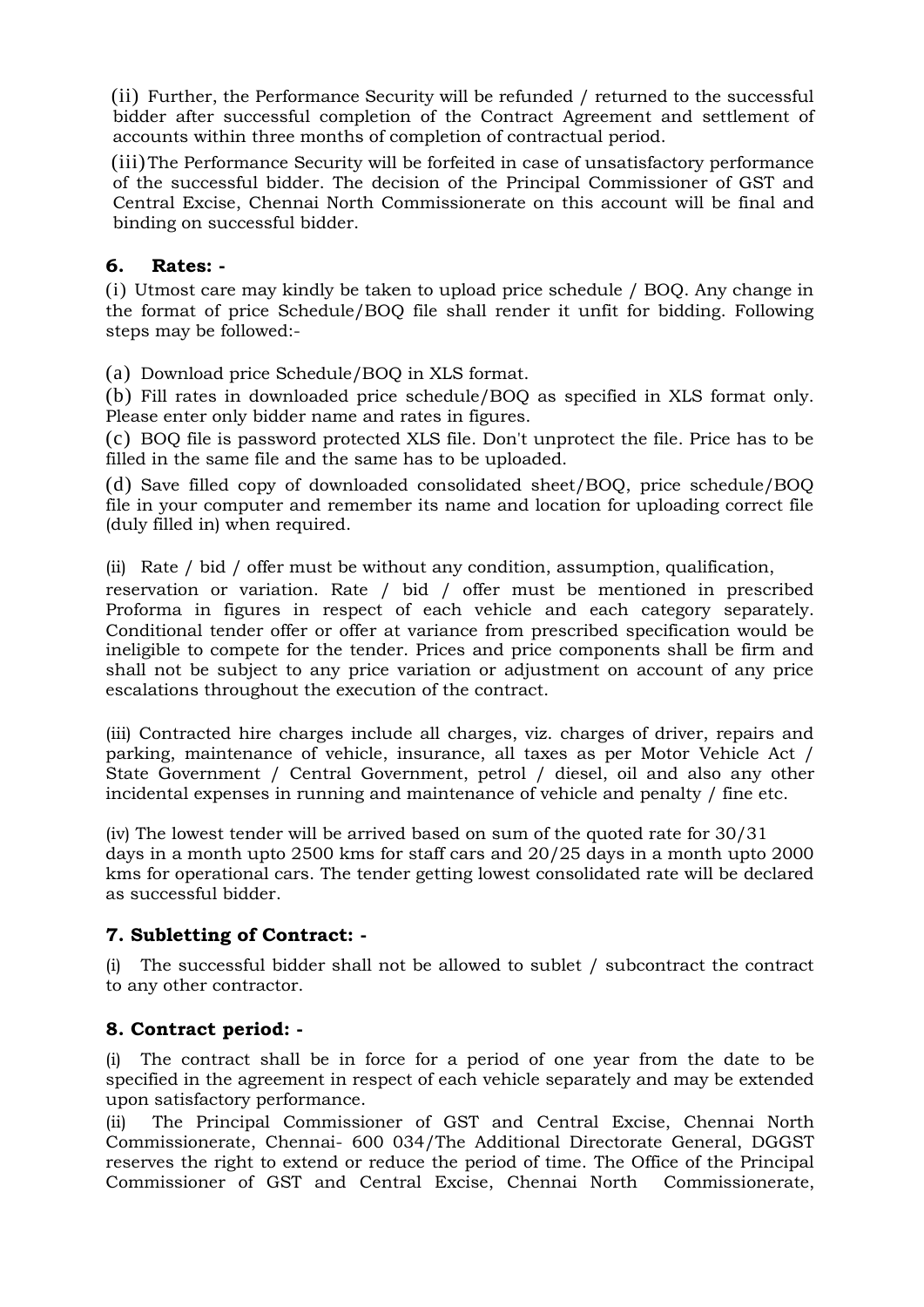(ii) Further, the Performance Security will be refunded / returned to the successful bidder after successful completion of the Contract Agreement and settlement of accounts within three months of completion of contractual period.

(iii) The Performance Security will be forfeited in case of unsatisfactory performance of the successful bidder. The decision of the Principal Commissioner of GST and Central Excise, Chennai North Commissionerate on this account will be final and binding on successful bidder.

## 6. Rates: -

(i) Utmost care may kindly be taken to upload price schedule / BOQ. Any change in the format of price Schedule/BOQ file shall render it unfit for bidding. Following steps may be followed:-

(a) Download price Schedule/BOQ in XLS format.

(b) Fill rates in downloaded price schedule/BOQ as specified in XLS format only. Please enter only bidder name and rates in figures.

(c) BOQ file is password protected XLS file. Don't unprotect the file. Price has to be filled in the same file and the same has to be uploaded.

(d) Save filled copy of downloaded consolidated sheet/BOQ, price schedule/BOQ file in your computer and remember its name and location for uploading correct file (duly filled in) when required.

(ii) Rate / bid / offer must be without any condition, assumption, qualification, reservation or variation. Rate / bid / offer must be mentioned in prescribed Proforma in figures in respect of each vehicle and each category separately. Conditional tender offer or offer at variance from prescribed specification would be ineligible to compete for the tender. Prices and price components shall be firm and shall not be subject to any price variation or adjustment on account of any price escalations throughout the execution of the contract.

(iii) Contracted hire charges include all charges, viz. charges of driver, repairs and parking, maintenance of vehicle, insurance, all taxes as per Motor Vehicle Act / State Government / Central Government, petrol / diesel, oil and also any other incidental expenses in running and maintenance of vehicle and penalty / fine etc.

(iv) The lowest tender will be arrived based on sum of the quoted rate for 30/31 days in a month upto 2500 kms for staff cars and 20/25 days in a month upto 2000 kms for operational cars. The tender getting lowest consolidated rate will be declared as successful bidder.

## 7. Subletting of Contract: -

(i) The successful bidder shall not be allowed to sublet / subcontract the contract to any other contractor.

## 8. Contract period: -

(i) The contract shall be in force for a period of one year from the date to be specified in the agreement in respect of each vehicle separately and may be extended upon satisfactory performance.

(ii) The Principal Commissioner of GST and Central Excise, Chennai North Commissionerate, Chennai- 600 034/The Additional Directorate General, DGGST reserves the right to extend or reduce the period of time. The Office of the Principal Commissioner of GST and Central Excise, Chennai North Commissionerate,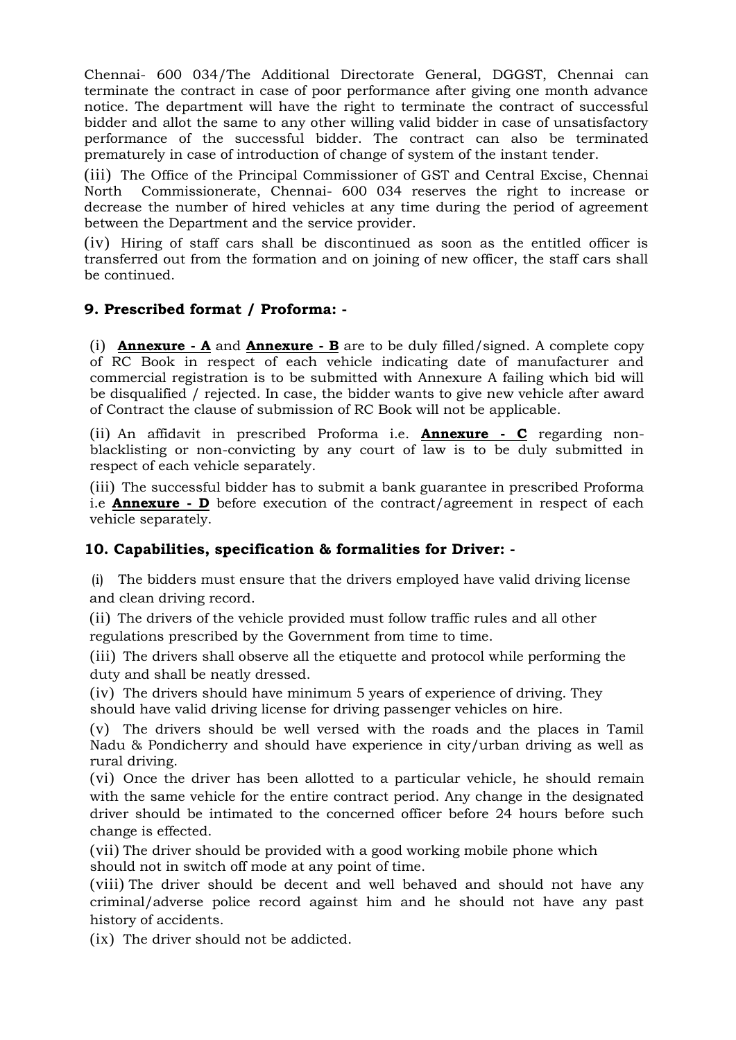Chennai- 600 034/The Additional Directorate General, DGGST, Chennai can terminate the contract in case of poor performance after giving one month advance notice. The department will have the right to terminate the contract of successful bidder and allot the same to any other willing valid bidder in case of unsatisfactory performance of the successful bidder. The contract can also be terminated prematurely in case of introduction of change of system of the instant tender.

(iii) The Office of the Principal Commissioner of GST and Central Excise, Chennai North Commissionerate, Chennai- 600 034 reserves the right to increase or decrease the number of hired vehicles at any time during the period of agreement between the Department and the service provider.

(iv) Hiring of staff cars shall be discontinued as soon as the entitled officer is transferred out from the formation and on joining of new officer, the staff cars shall be continued.

## 9. Prescribed format / Proforma: -

(i) **Annexure - A** and **Annexure - B** are to be duly filled/signed. A complete copy of RC Book in respect of each vehicle indicating date of manufacturer and commercial registration is to be submitted with Annexure A failing which bid will be disqualified / rejected. In case, the bidder wants to give new vehicle after award of Contract the clause of submission of RC Book will not be applicable.

(ii) An affidavit in prescribed Proforma i.e. **Annexure - C** regarding non-blacklisting or non-convicting by any court of law is to be duly submitted in respect of each vehicle separately.

(iii) The successful bidder has to submit a bank guarantee in prescribed Proforma i.e **Annexure - D** before execution of the contract/agreement in respect of each vehicle separately.

## 10. Capabilities, specification & formalities for Driver: -

(i) The bidders must ensure that the drivers employed have valid driving license and clean driving record.

(ii) The drivers of the vehicle provided must follow traffic rules and all other regulations prescribed by the Government from time to time.

(iii) The drivers shall observe all the etiquette and protocol while performing the duty and shall be neatly dressed.

(iv) The drivers should have minimum 5 years of experience of driving. They should have valid driving license for driving passenger vehicles on hire.

(v) The drivers should be well versed with the roads and the places in Tamil Nadu & Pondicherry and should have experience in city/urban driving as well as rural driving.

(vi) Once the driver has been allotted to a particular vehicle, he should remain with the same vehicle for the entire contract period. Any change in the designated driver should be intimated to the concerned officer before 24 hours before such change is effected.

(vii) The driver should be provided with a good working mobile phone which should not in switch off mode at any point of time.

(viii) The driver should be decent and well behaved and should not have any criminal/adverse police record against him and he should not have any past history of accidents.

(ix) The driver should not be addicted.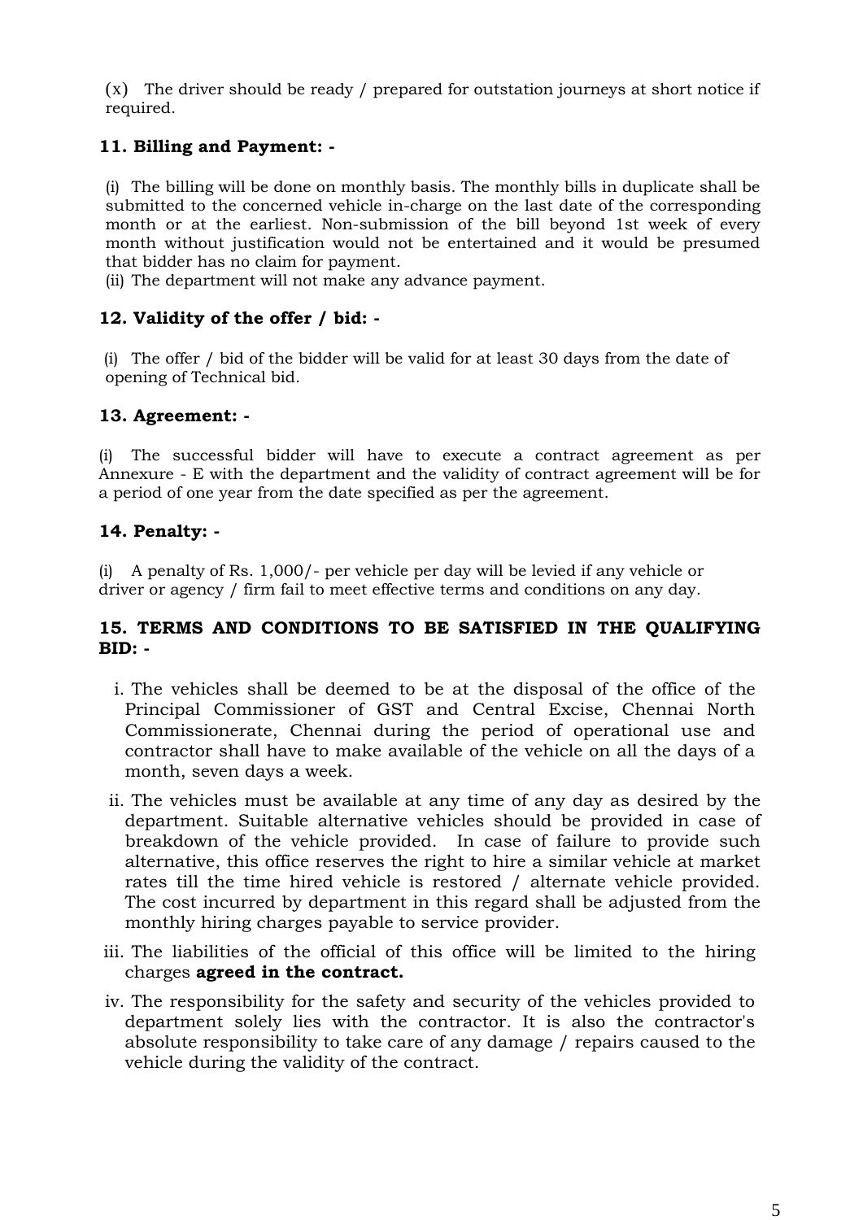(x) The driver should be ready / prepared for outstation journeys at short notice if required.

### 11. Billing and Payment: -

(i) The billing will be done on monthly basis. The monthly bills in duplicate shall be submitted to the concerned vehicle in-charge on the last date of the corresponding month or at the earliest. Non-submission of the bill beyond 1st week of every month without justification would not be entertained and it would be presumed that bidder has no claim for payment.

(ii) The department will not make any advance payment.

### 12. Validity of the offer / bid: -

(i) The offer / bid of the bidder will be valid for at least 30 days from the date of opening of Technical bid.

### 13. Agreement: -

(i) The successful bidder will have to execute a contract agreement as per Annexure - E with the department and the validity of contract agreement will be for a period of one year from the date specified as per the agreement.

### 14. Penalty: -

(i) A penalty of Rs. 1,000/- per vehicle per day will be levied if any vehicle or driver or agency / firm fail to meet effective terms and conditions on any day.

### 15. TERMS AND CONDITIONS TO BE SATISFIED IN THE QUALIFYING BID: -

i. The vehicles shall be deemed to be at the disposal of the office of the Principal Commissioner of GST and Central Excise, Chennai North Commissionerate, Chennai during the period of operational use and contractor shall have to make available of the vehicle on all the days of a month, seven days a week.

ii. The vehicles must be available at any time of any day as desired by the department. Suitable alternative vehicles should be provided in case of breakdown of the vehicle provided. In case of failure to provide such alternative, this office reserves the right to hire a similar vehicle at market rates till the time hired vehicle is restored / alternate vehicle provided. The cost incurred by department in this regard shall be adjusted from the monthly hiring charges payable to service provider.

iii. The liabilities of the official of this office will be limited to the hiring charges **agreed in the contract.**

iv. The responsibility for the safety and security of the vehicles provided to department solely lies with the contractor. It is also the contractor's absolute responsibility to take care of any damage / repairs caused to the vehicle during the validity of the contract.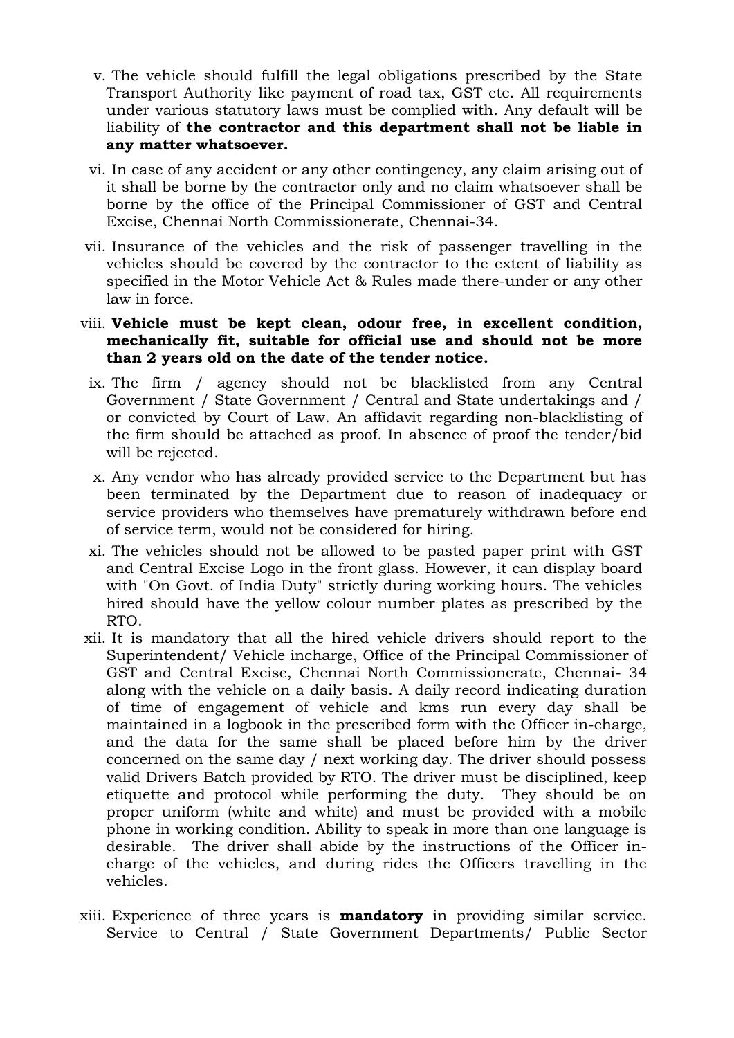v. The vehicle should fulfill the legal obligations prescribed by the State Transport Authority like payment of road tax, GST etc. All requirements under various statutory laws must be complied with. Any default will be liability of **the contractor and this department shall not be liable in any matter whatsoever.**

vi. In case of any accident or any other contingency, any claim arising out of it shall be borne by the contractor only and no claim whatsoever shall be borne by the office of the Principal Commissioner of GST and Central Excise, Chennai North Commissionerate, Chennai-34.

vii. Insurance of the vehicles and the risk of passenger travelling in the vehicles should be covered by the contractor to the extent of liability as specified in the Motor Vehicle Act & Rules made there-under or any other law in force.

viii. **Vehicle must be kept clean, odour free, in excellent condition, mechanically fit, suitable for official use and should not be more than 2 years old on the date of the tender notice.**

ix. The firm / agency should not be blacklisted from any Central Government / State Government / Central and State undertakings and / or convicted by Court of Law. An affidavit regarding non-blacklisting of the firm should be attached as proof. In absence of proof the tender/bid will be rejected.

x. Any vendor who has already provided service to the Department but has been terminated by the Department due to reason of inadequacy or service providers who themselves have prematurely withdrawn before end of service term, would not be considered for hiring.

xi. The vehicles should not be allowed to be pasted paper print with GST and Central Excise Logo in the front glass. However, it can display board with "On Govt. of India Duty" strictly during working hours. The vehicles hired should have the yellow colour number plates as prescribed by the RTO.

xii. It is mandatory that all the hired vehicle drivers should report to the Superintendent/ Vehicle incharge, Office of the Principal Commissioner of GST and Central Excise, Chennai North Commissionerate, Chennai- 34 along with the vehicle on a daily basis. A daily record indicating duration of time of engagement of vehicle and kms run every day shall be maintained in a logbook in the prescribed form with the Officer in-charge, and the data for the same shall be placed before him by the driver concerned on the same day / next working day. The driver should possess valid Drivers Batch provided by RTO. The driver must be disciplined, keep etiquette and protocol while performing the duty. They should be on proper uniform (white and white) and must be provided with a mobile phone in working condition. Ability to speak in more than one language is desirable. The driver shall abide by the instructions of the Officer in-charge of the vehicles, and during rides the Officers travelling in the vehicles.

xiii. Experience of three years is **mandatory** in providing similar service. Service to Central / State Government Departments/ Public Sector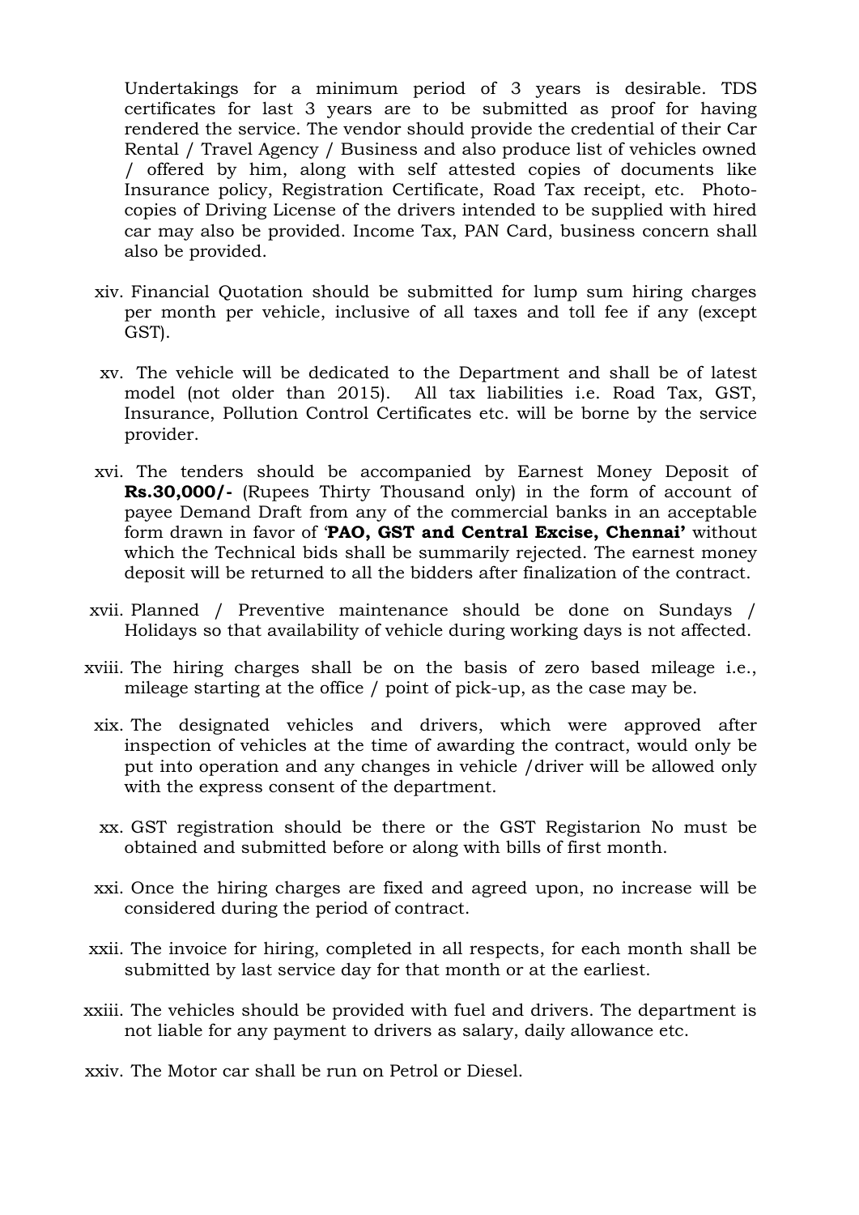Undertakings for a minimum period of 3 years is desirable. TDS certificates for last 3 years are to be submitted as proof for having rendered the service. The vendor should provide the credential of their Car Rental / Travel Agency / Business and also produce list of vehicles owned / offered by him, along with self attested copies of documents like Insurance policy, Registration Certificate, Road Tax receipt, etc. Photo-copies of Driving License of the drivers intended to be supplied with hired car may also be provided. Income Tax, PAN Card, business concern shall also be provided.

xiv. Financial Quotation should be submitted for lump sum hiring charges per month per vehicle, inclusive of all taxes and toll fee if any (except GST).

xv. The vehicle will be dedicated to the Department and shall be of latest model (not older than 2015). All tax liabilities i.e. Road Tax, GST, Insurance, Pollution Control Certificates etc. will be borne by the service provider.

xvi. The tenders should be accompanied by Earnest Money Deposit of **Rs.30,000/-** (Rupees Thirty Thousand only) in the form of account of payee Demand Draft from any of the commercial banks in an acceptable form drawn in favor of '**PAO, GST and Central Excise, Chennai'** without which the Technical bids shall be summarily rejected. The earnest money deposit will be returned to all the bidders after finalization of the contract.

xvii. Planned / Preventive maintenance should be done on Sundays / Holidays so that availability of vehicle during working days is not affected.

xviii. The hiring charges shall be on the basis of zero based mileage i.e., mileage starting at the office / point of pick-up, as the case may be.

xix. The designated vehicles and drivers, which were approved after inspection of vehicles at the time of awarding the contract, would only be put into operation and any changes in vehicle /driver will be allowed only with the express consent of the department.

xx. GST registration should be there or the GST Registarion No must be obtained and submitted before or along with bills of first month.

xxi. Once the hiring charges are fixed and agreed upon, no increase will be considered during the period of contract.

xxii. The invoice for hiring, completed in all respects, for each month shall be submitted by last service day for that month or at the earliest.

xxiii. The vehicles should be provided with fuel and drivers. The department is not liable for any payment to drivers as salary, daily allowance etc.

xxiv. The Motor car shall be run on Petrol or Diesel.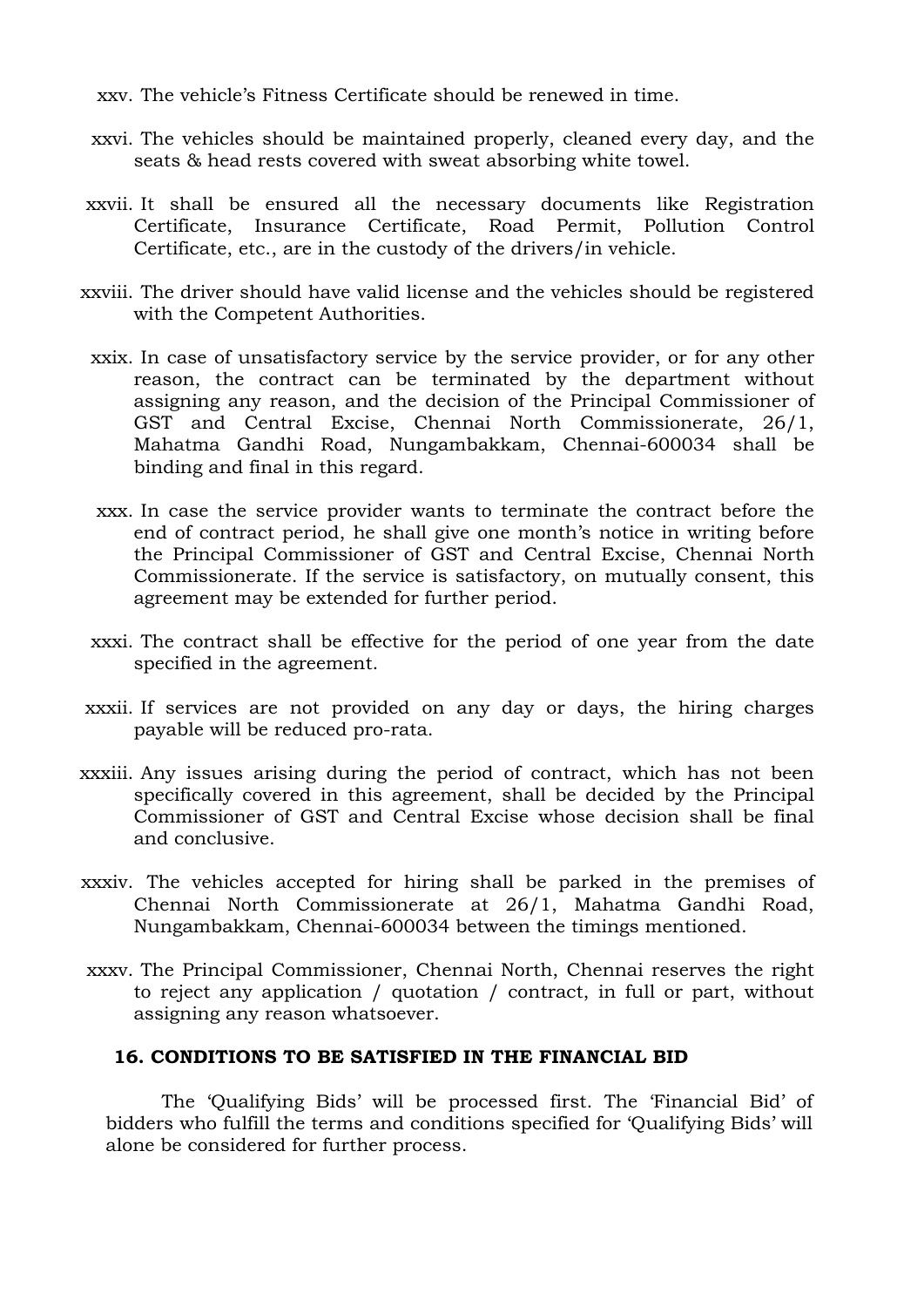xxv. The vehicle's Fitness Certificate should be renewed in time.

xxvi. The vehicles should be maintained properly, cleaned every day, and the seats & head rests covered with sweat absorbing white towel.

xxvii. It shall be ensured all the necessary documents like Registration Certificate, Insurance Certificate, Road Permit, Pollution Control Certificate, etc., are in the custody of the drivers/in vehicle.

xxviii. The driver should have valid license and the vehicles should be registered with the Competent Authorities.

xxix. In case of unsatisfactory service by the service provider, or for any other reason, the contract can be terminated by the department without assigning any reason, and the decision of the Principal Commissioner of GST and Central Excise, Chennai North Commissionerate, 26/1, Mahatma Gandhi Road, Nungambakkam, Chennai-600034 shall be binding and final in this regard.

xxx. In case the service provider wants to terminate the contract before the end of contract period, he shall give one month's notice in writing before the Principal Commissioner of GST and Central Excise, Chennai North Commissionerate. If the service is satisfactory, on mutually consent, this agreement may be extended for further period.

xxxi. The contract shall be effective for the period of one year from the date specified in the agreement.

xxxii. If services are not provided on any day or days, the hiring charges payable will be reduced pro-rata.

xxxiii. Any issues arising during the period of contract, which has not been specifically covered in this agreement, shall be decided by the Principal Commissioner of GST and Central Excise whose decision shall be final and conclusive.

xxxiv. The vehicles accepted for hiring shall be parked in the premises of Chennai North Commissionerate at 26/1, Mahatma Gandhi Road, Nungambakkam, Chennai-600034 between the timings mentioned.

xxxv. The Principal Commissioner, Chennai North, Chennai reserves the right to reject any application / quotation / contract, in full or part, without assigning any reason whatsoever.

**16. CONDITIONS TO BE SATISFIED IN THE FINANCIAL BID**

The 'Qualifying Bids' will be processed first. The 'Financial Bid' of bidders who fulfill the terms and conditions specified for 'Qualifying Bids' will alone be considered for further process.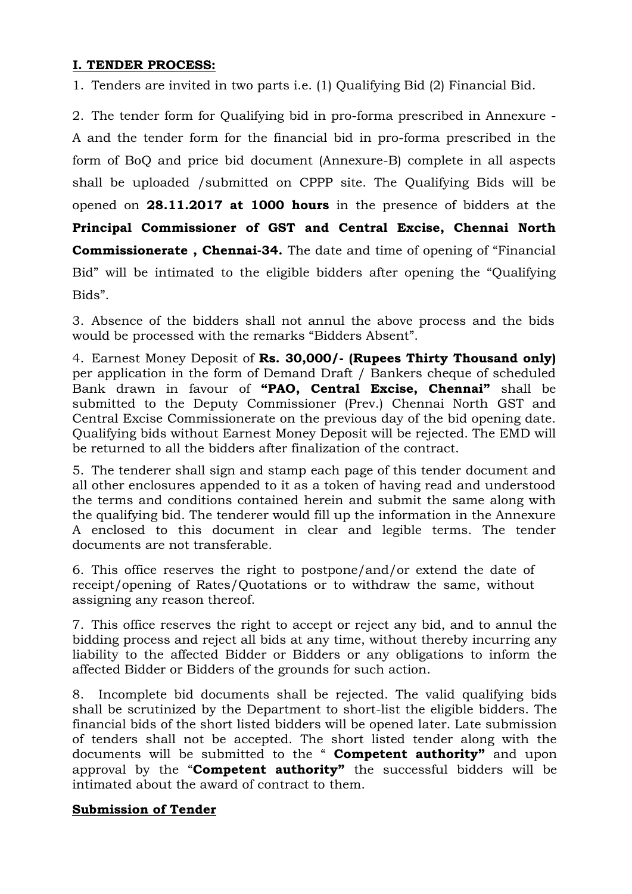**I. TENDER PROCESS:**

1. Tenders are invited in two parts i.e. (1) Qualifying Bid (2) Financial Bid.

2. The tender form for Qualifying bid in pro-forma prescribed in Annexure - A and the tender form for the financial bid in pro-forma prescribed in the form of BoQ and price bid document (Annexure-B) complete in all aspects shall be uploaded /submitted on CPPP site. The Qualifying Bids will be opened on **28.11.2017 at 1000 hours** in the presence of bidders at the **Principal Commissioner of GST and Central Excise, Chennai North Commissionerate , Chennai-34.** The date and time of opening of "Financial Bid" will be intimated to the eligible bidders after opening the "Qualifying Bids".

3. Absence of the bidders shall not annul the above process and the bids would be processed with the remarks "Bidders Absent".

4. Earnest Money Deposit of **Rs. 30,000/- (Rupees Thirty Thousand only)** per application in the form of Demand Draft / Bankers cheque of scheduled Bank drawn in favour of **"PAO, Central Excise, Chennai"** shall be submitted to the Deputy Commissioner (Prev.) Chennai North GST and Central Excise Commissionerate on the previous day of the bid opening date. Qualifying bids without Earnest Money Deposit will be rejected. The EMD will be returned to all the bidders after finalization of the contract.

5. The tenderer shall sign and stamp each page of this tender document and all other enclosures appended to it as a token of having read and understood the terms and conditions contained herein and submit the same along with the qualifying bid. The tenderer would fill up the information in the Annexure A enclosed to this document in clear and legible terms. The tender documents are not transferable.

6. This office reserves the right to postpone/and/or extend the date of receipt/opening of Rates/Quotations or to withdraw the same, without assigning any reason thereof.

7. This office reserves the right to accept or reject any bid, and to annul the bidding process and reject all bids at any time, without thereby incurring any liability to the affected Bidder or Bidders or any obligations to inform the affected Bidder or Bidders of the grounds for such action.

8. Incomplete bid documents shall be rejected. The valid qualifying bids shall be scrutinized by the Department to short-list the eligible bidders. The financial bids of the short listed bidders will be opened later. Late submission of tenders shall not be accepted. The short listed tender along with the documents will be submitted to the " **Competent authority"** and upon approval by the "**Competent authority"** the successful bidders will be intimated about the award of contract to them.

**Submission of Tender**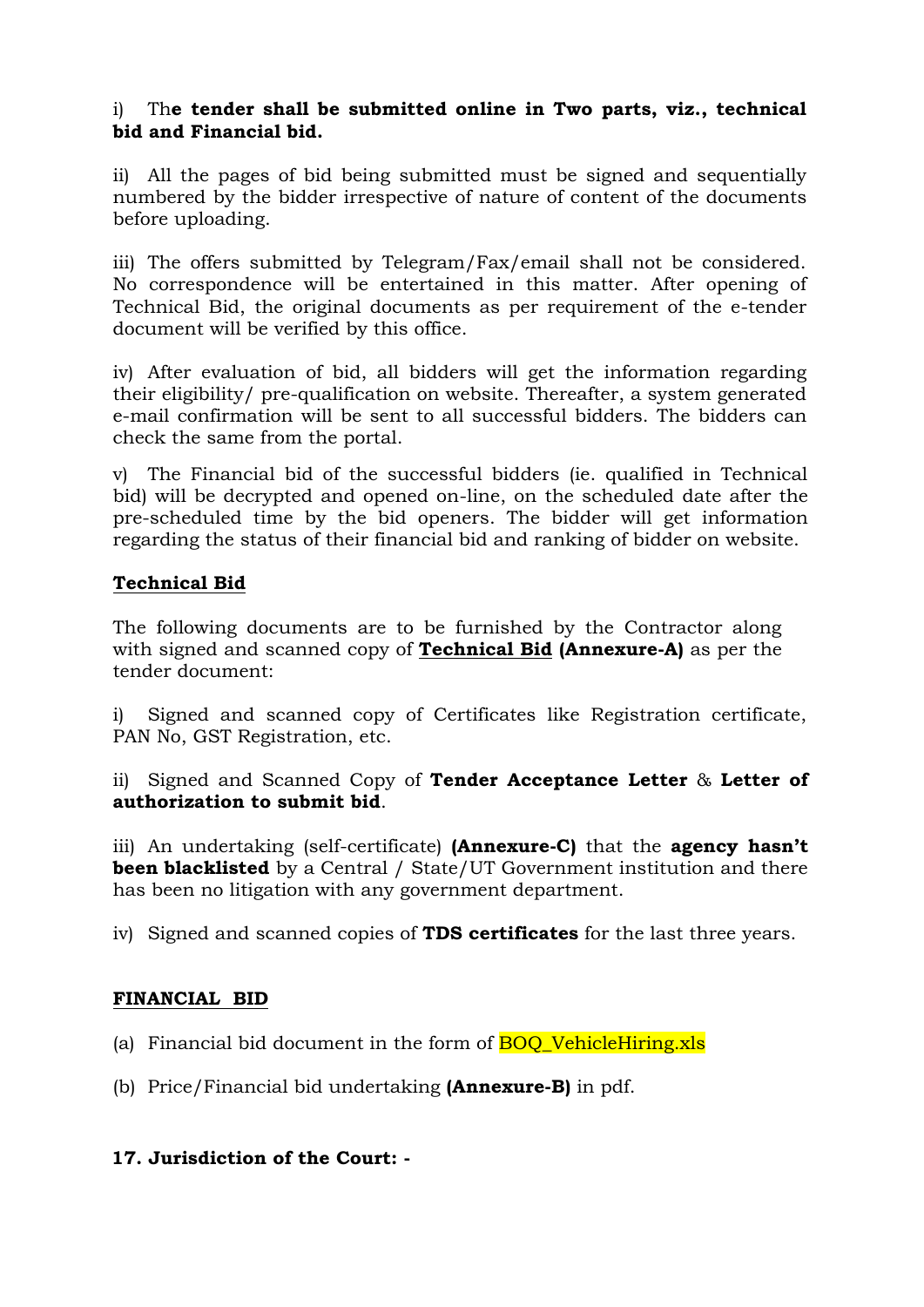i) The **tender shall be submitted online in Two parts, viz., technical bid and Financial bid.**

ii) All the pages of bid being submitted must be signed and sequentially numbered by the bidder irrespective of nature of content of the documents before uploading.

iii) The offers submitted by Telegram/Fax/email shall not be considered. No correspondence will be entertained in this matter. After opening of Technical Bid, the original documents as per requirement of the e-tender document will be verified by this office.

iv) After evaluation of bid, all bidders will get the information regarding their eligibility/ pre-qualification on website. Thereafter, a system generated e-mail confirmation will be sent to all successful bidders. The bidders can check the same from the portal.

v) The Financial bid of the successful bidders (ie. qualified in Technical bid) will be decrypted and opened on-line, on the scheduled date after the pre-scheduled time by the bid openers. The bidder will get information regarding the status of their financial bid and ranking of bidder on website.

**Technical Bid**

The following documents are to be furnished by the Contractor along with signed and scanned copy of **Technical Bid (Annexure-A)** as per the tender document:

i) Signed and scanned copy of Certificates like Registration certificate, PAN No, GST Registration, etc.

ii) Signed and Scanned Copy of **Tender Acceptance Letter** & **Letter of authorization to submit bid**.

iii) An undertaking (self-certificate) **(Annexure-C)** that the **agency hasn't been blacklisted** by a Central / State/UT Government institution and there has been no litigation with any government department.

iv) Signed and scanned copies of **TDS certificates** for the last three years.

**FINANCIAL BID**

(a) Financial bid document in the form of BOQ_VehicleHiring.xls

(b) Price/Financial bid undertaking **(Annexure-B)** in pdf.

**17. Jurisdiction of the Court: -**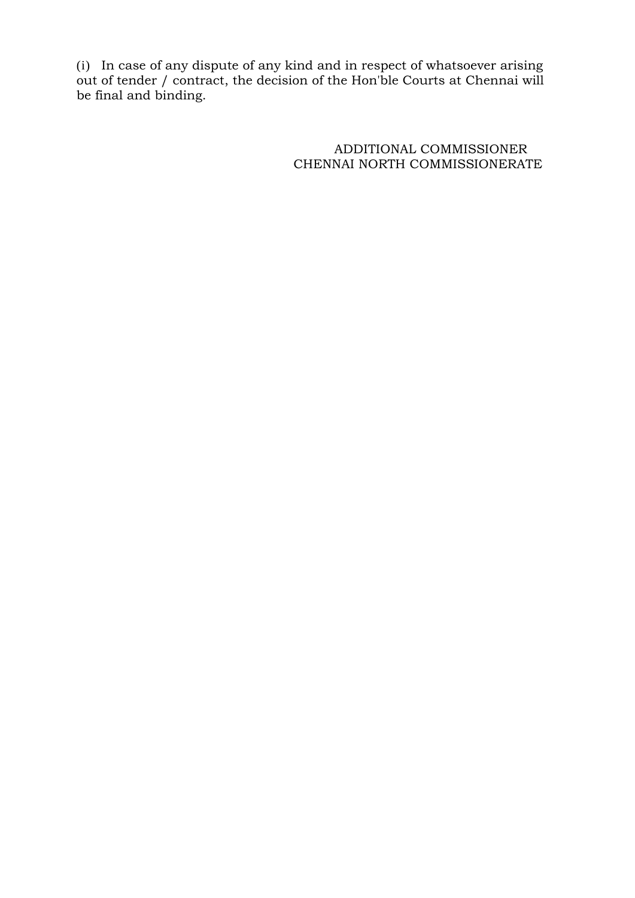(i) In case of any dispute of any kind and in respect of whatsoever arising out of tender / contract, the decision of the Hon'ble Courts at Chennai will be final and binding.

ADDITIONAL COMMISSIONER
CHENNAI NORTH COMMISSIONERATE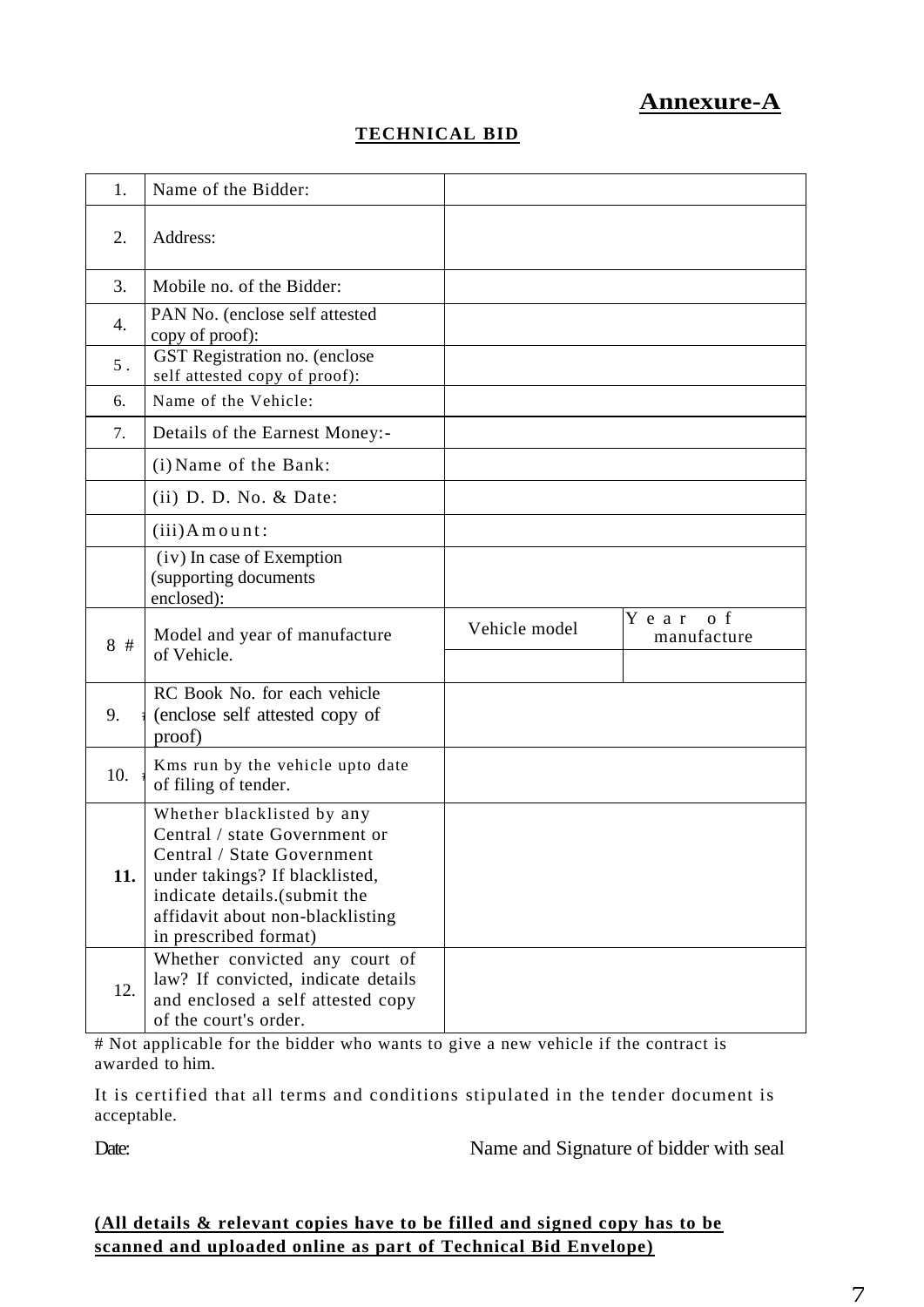## Annexure-A

### TECHNICAL BID

| | | | |
|---|---|---|---|
| 1. | Name of the Bidder: | | |
| 2. | Address: | | |
| 3. | Mobile no. of the Bidder: | | |
| 4. | PAN No. (enclose self attested copy of proof): | | |
| 5. | GST Registration no. (enclose self attested copy of proof): | | |
| 6. | Name of the Vehicle: | | |
| 7. | Details of the Earnest Money:- | | |
| | (i) Name of the Bank: | | |
| | (ii) D. D. No. & Date: | | |
| | (iii) Amount: | | |
| | (iv) In case of Exemption (supporting documents enclosed): | | |
| 8 # | Model and year of manufacture of Vehicle. | Vehicle model | Year of manufacture |
| | | | |
| 9. # | RC Book No. for each vehicle (enclose self attested copy of proof) | | |
| 10. # | Kms run by the vehicle upto date of filing of tender. | | |
| **11.** | Whether blacklisted by any Central / state Government or Central / State Government under takings? If blacklisted, indicate details.(submit the affidavit about non-blacklisting in prescribed format) | | |
| 12. | Whether convicted any court of law? If convicted, indicate details and enclosed a self attested copy of the court's order. | | |

# Not applicable for the bidder who wants to give a new vehicle if the contract is awarded to him.

It is certified that all terms and conditions stipulated in the tender document is acceptable.

Date: Name and Signature of bidder with seal

**(All details & relevant copies have to be filled and signed copy has to be scanned and uploaded online as part of Technical Bid Envelope)**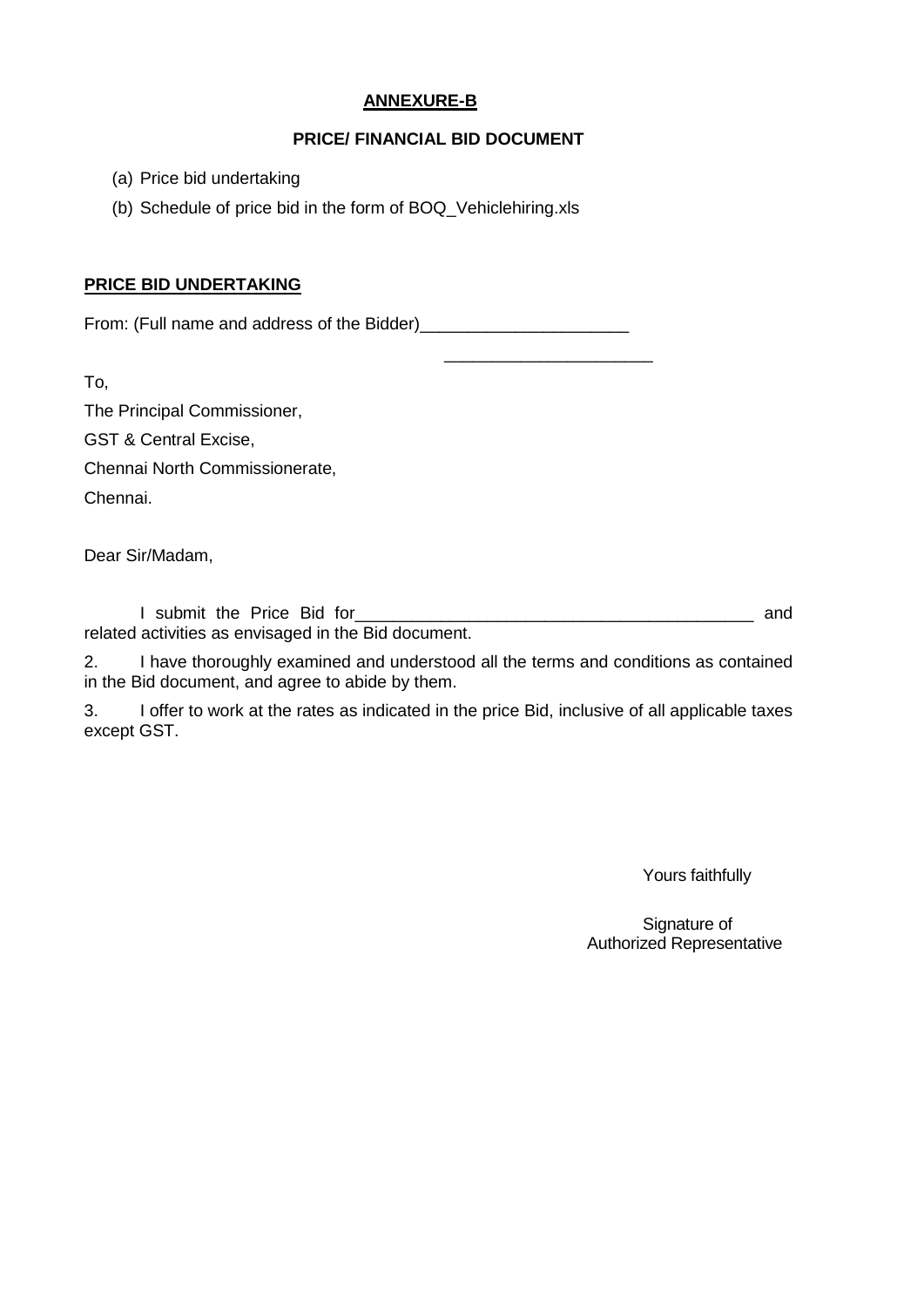**ANNEXURE-B**

**PRICE/ FINANCIAL BID DOCUMENT**

(a) Price bid undertaking

(b) Schedule of price bid in the form of BOQ_Vehiclehiring.xls

**PRICE BID UNDERTAKING**

From: (Full name and address of the Bidder)______________________

______________________

To,

The Principal Commissioner,

GST & Central Excise,

Chennai North Commissionerate,

Chennai.

Dear Sir/Madam,

I submit the Price Bid for____________________________________________ and related activities as envisaged in the Bid document.

2. I have thoroughly examined and understood all the terms and conditions as contained in the Bid document, and agree to abide by them.

3. I offer to work at the rates as indicated in the price Bid, inclusive of all applicable taxes except GST.

Yours faithfully

Signature of
Authorized Representative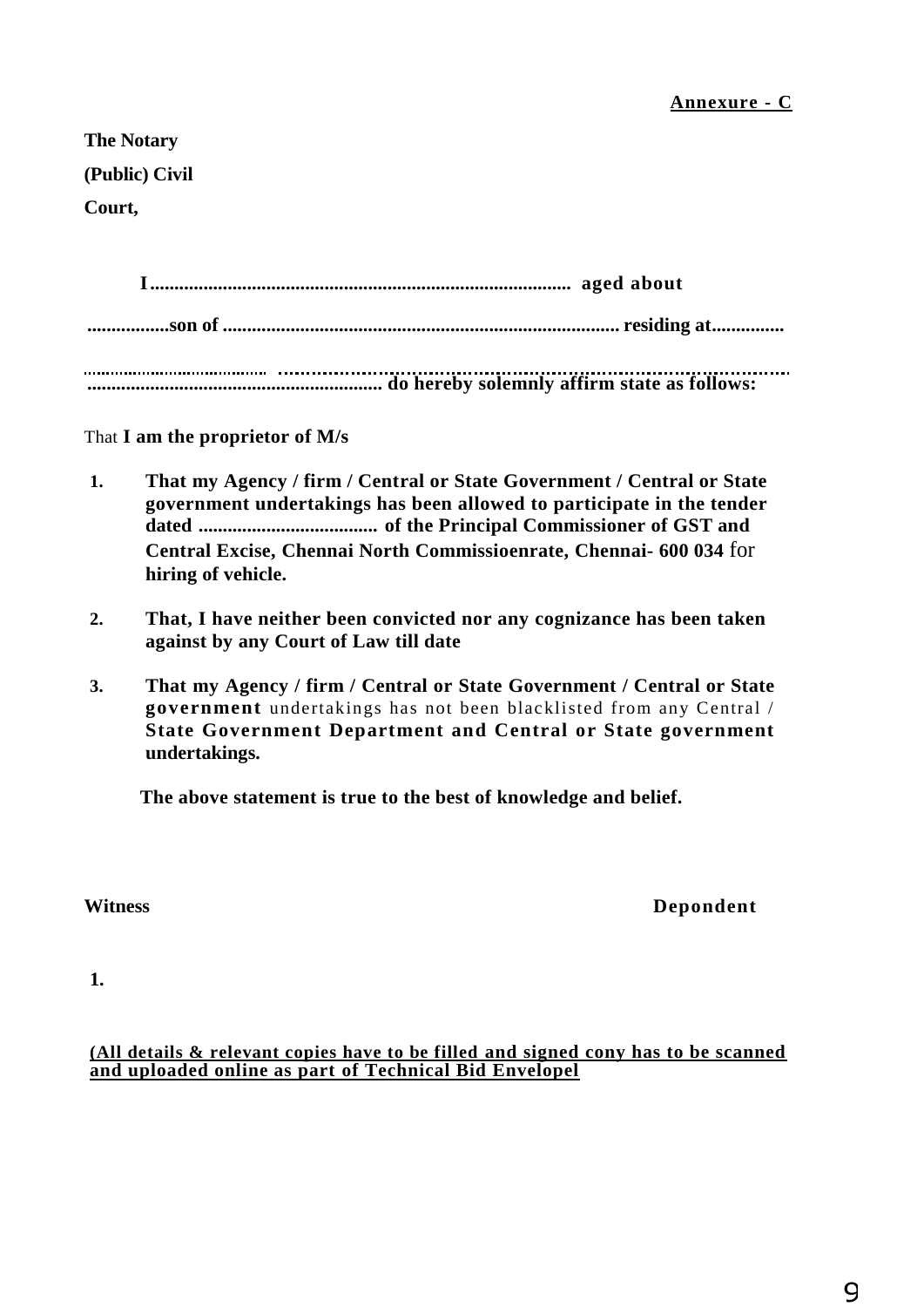**Annexure - C**

**The Notary**

**(Public) Civil**

**Court,**

**I..................................................................................... aged about**

**.................son of ................................................................................. residing at...............**

**..........................................................................................................................**
**............................................................ do hereby solemnly affirm state as follows:**

That **I am the proprietor of M/s**

1. **That my Agency / firm / Central or State Government / Central or State government undertakings has been allowed to participate in the tender dated ..................................... of the Principal Commissioner of GST and Central Excise, Chennai North Commissioenrate, Chennai- 600 034** for **hiring of vehicle.**

2. **That, I have neither been convicted nor any cognizance has been taken against by any Court of Law till date**

3. **That my Agency / firm / Central or State Government / Central or State government** undertakings has not been blacklisted from any Central / **State Government Department and Central or State government undertakings.**

**The above statement is true to the best of knowledge and belief.**

**Witness** **Depondent**

1.

**(All details & relevant copies have to be filled and signed cony has to be scanned and uploaded online as part of Technical Bid Envelopel**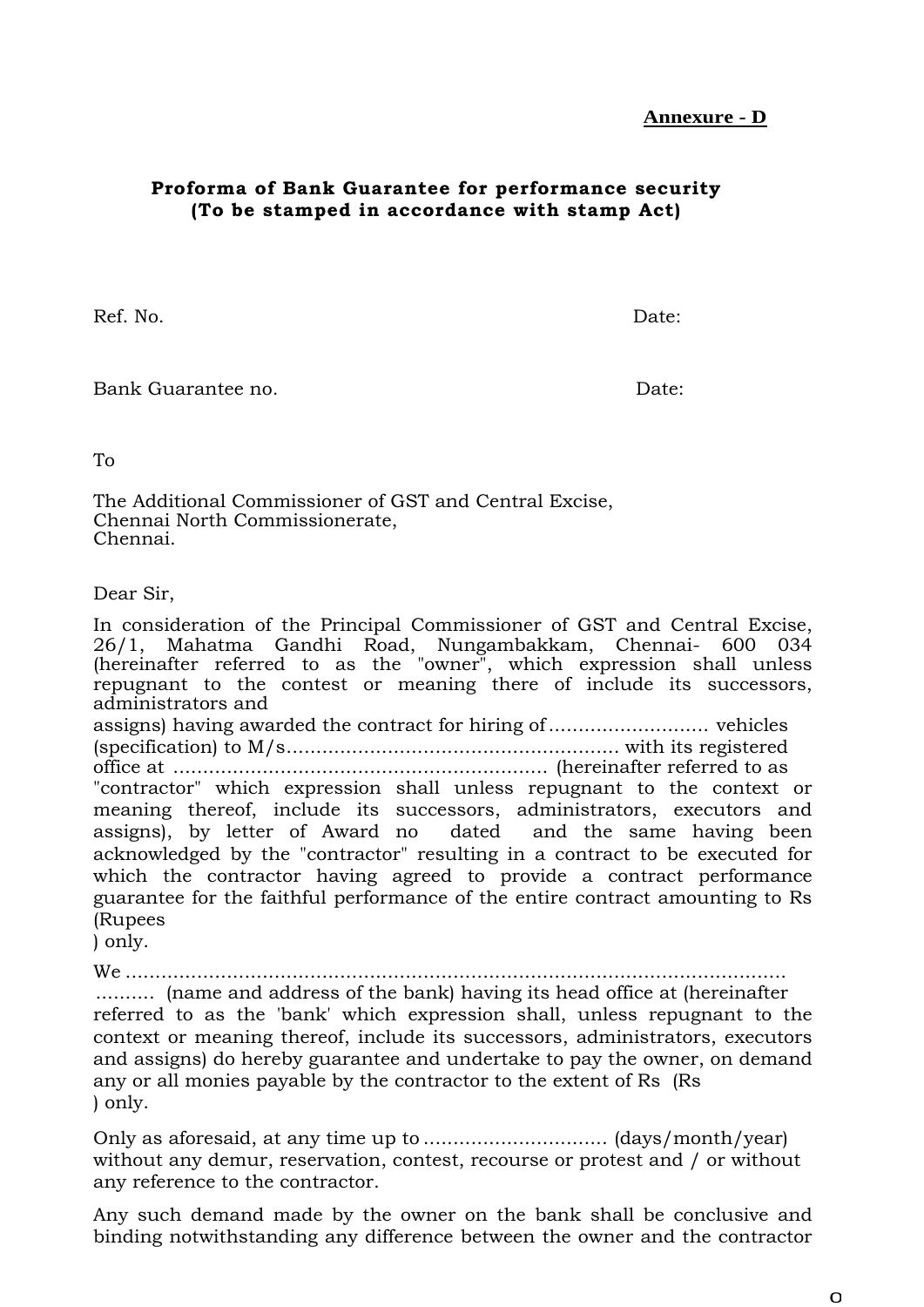**Annexure - D**

**Proforma of Bank Guarantee for performance security**
**(To be stamped in accordance with stamp Act)**

Ref. No. Date:

Bank Guarantee no. Date:

To

The Additional Commissioner of GST and Central Excise,
Chennai North Commissionerate,
Chennai.

Dear Sir,

In consideration of the Principal Commissioner of GST and Central Excise, 26/1, Mahatma Gandhi Road, Nungambakkam, Chennai- 600 034 (hereinafter referred to as the "owner", which expression shall unless repugnant to the contest or meaning there of include its successors, administrators and
assigns) having awarded the contract for hiring of .......................... vehicles (specification) to M/s....................................................... with its registered office at .............................................................. (hereinafter referred to as "contractor" which expression shall unless repugnant to the context or meaning thereof, include its successors, administrators, executors and assigns), by letter of Award no dated and the same having been acknowledged by the "contractor" resulting in a contract to be executed for which the contractor having agreed to provide a contract performance guarantee for the faithful performance of the entire contract amounting to Rs (Rupees
) only.

We ................................................................................................................
.......... (name and address of the bank) having its head office at (hereinafter referred to as the 'bank' which expression shall, unless repugnant to the context or meaning thereof, include its successors, administrators, executors and assigns) do hereby guarantee and undertake to pay the owner, on demand any or all monies payable by the contractor to the extent of Rs (Rs
) only.

Only as aforesaid, at any time up to ............................... (days/month/year) without any demur, reservation, contest, recourse or protest and / or without any reference to the contractor.

Any such demand made by the owner on the bank shall be conclusive and binding notwithstanding any difference between the owner and the contractor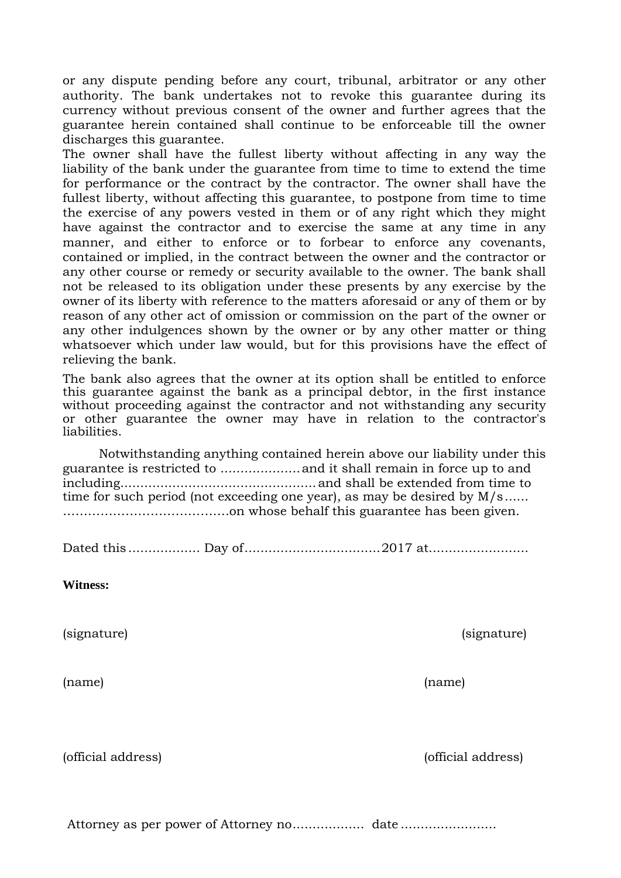or any dispute pending before any court, tribunal, arbitrator or any other authority. The bank undertakes not to revoke this guarantee during its currency without previous consent of the owner and further agrees that the guarantee herein contained shall continue to be enforceable till the owner discharges this guarantee.

The owner shall have the fullest liberty without affecting in any way the liability of the bank under the guarantee from time to time to extend the time for performance or the contract by the contractor. The owner shall have the fullest liberty, without affecting this guarantee, to postpone from time to time the exercise of any powers vested in them or of any right which they might have against the contractor and to exercise the same at any time in any manner, and either to enforce or to forbear to enforce any covenants, contained or implied, in the contract between the owner and the contractor or any other course or remedy or security available to the owner. The bank shall not be released to its obligation under these presents by any exercise by the owner of its liberty with reference to the matters aforesaid or any of them or by reason of any other act of omission or commission on the part of the owner or any other indulgences shown by the owner or by any other matter or thing whatsoever which under law would, but for this provisions have the effect of relieving the bank.

The bank also agrees that the owner at its option shall be entitled to enforce this guarantee against the bank as a principal debtor, in the first instance without proceeding against the contractor and not withstanding any security or other guarantee the owner may have in relation to the contractor's liabilities.

Notwithstanding anything contained herein above our liability under this guarantee is restricted to .................... and it shall remain in force up to and including................................................ and shall be extended from time to time for such period (not exceeding one year), as may be desired by M/s...... ........................................on whose behalf this guarantee has been given.

Dated this .................. Day of.................................. 2017 at.........................

**Witness:**

(signature) (signature)

(name) (name)

(official address) (official address)

Attorney as per power of Attorney no.................. date ........................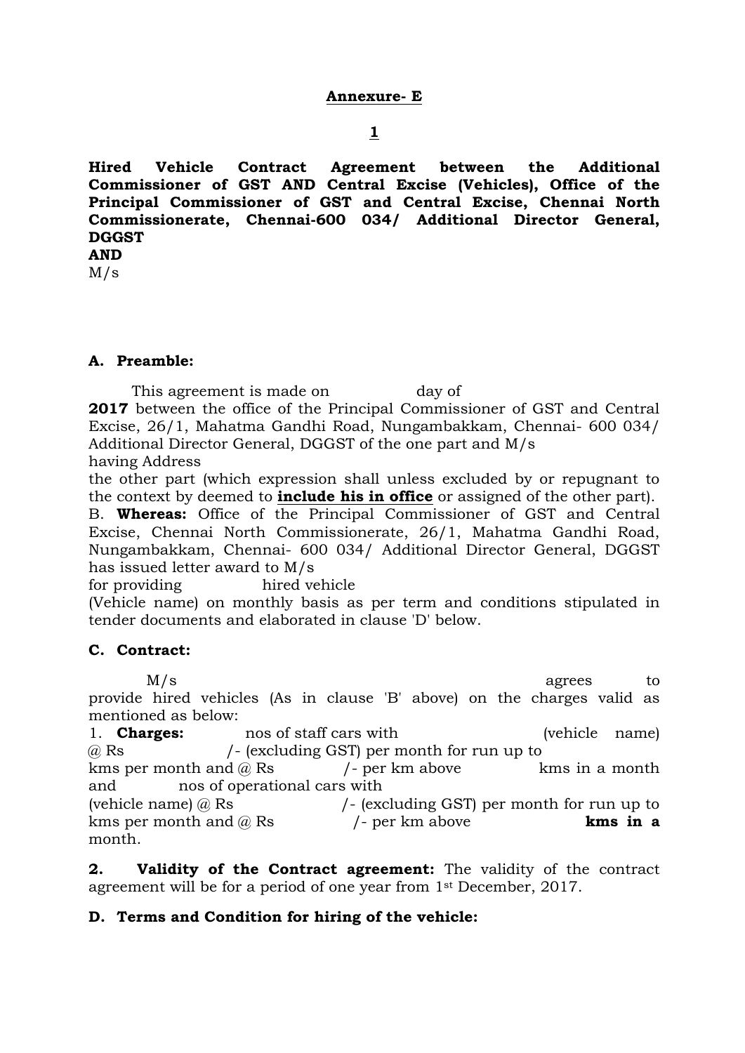**Annexure- E**

**1**

**Hired Vehicle Contract Agreement between the Additional Commissioner of GST AND Central Excise (Vehicles), Office of the Principal Commissioner of GST and Central Excise, Chennai North Commissionerate, Chennai-600 034/ Additional Director General, DGGST**
**AND**
M/s

**A. Preamble:**

This agreement is made on day of **2017** between the office of the Principal Commissioner of GST and Central Excise, 26/1, Mahatma Gandhi Road, Nungambakkam, Chennai- 600 034/ Additional Director General, DGGST of the one part and M/s having Address the other part (which expression shall unless excluded by or repugnant to the context by deemed to **include his in office** or assigned of the other part).

B. **Whereas:** Office of the Principal Commissioner of GST and Central Excise, Chennai North Commissionerate, 26/1, Mahatma Gandhi Road, Nungambakkam, Chennai- 600 034/ Additional Director General, DGGST has issued letter award to M/s for providing hired vehicle (Vehicle name) on monthly basis as per term and conditions stipulated in tender documents and elaborated in clause 'D' below.

**C. Contract:**

M/s agrees to provide hired vehicles (As in clause 'B' above) on the charges valid as mentioned as below:

1. **Charges:** nos of staff cars with (vehicle name) @ Rs /- (excluding GST) per month for run up to kms per month and @ Rs /- per km above kms in a month and nos of operational cars with (vehicle name) @ Rs /- (excluding GST) per month for run up to kms per month and @ Rs /- per km above **kms in a** month.

**2. Validity of the Contract agreement:** The validity of the contract agreement will be for a period of one year from 1st December, 2017.

**D. Terms and Condition for hiring of the vehicle:**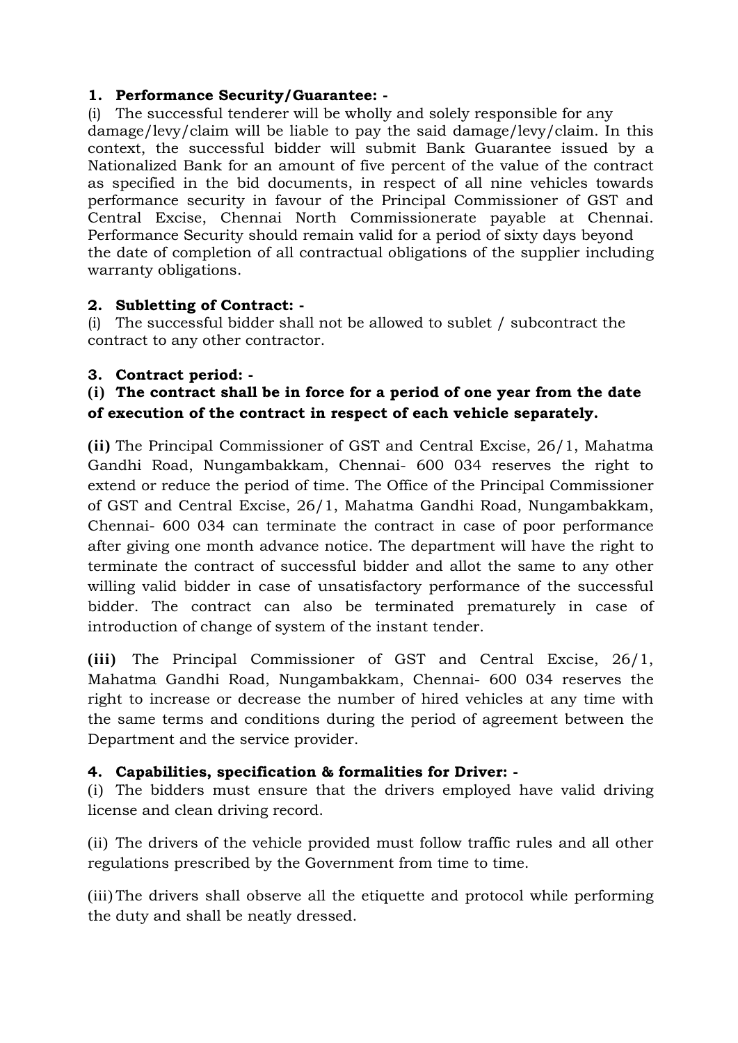**1. Performance Security/Guarantee: -**

(i) The successful tenderer will be wholly and solely responsible for any damage/levy/claim will be liable to pay the said damage/levy/claim. In this context, the successful bidder will submit Bank Guarantee issued by a Nationalized Bank for an amount of five percent of the value of the contract as specified in the bid documents, in respect of all nine vehicles towards performance security in favour of the Principal Commissioner of GST and Central Excise, Chennai North Commissionerate payable at Chennai. Performance Security should remain valid for a period of sixty days beyond the date of completion of all contractual obligations of the supplier including warranty obligations.

**2. Subletting of Contract: -**

(i) The successful bidder shall not be allowed to sublet / subcontract the contract to any other contractor.

**3. Contract period: -**

**(i) The contract shall be in force for a period of one year from the date of execution of the contract in respect of each vehicle separately.**

**(ii)** The Principal Commissioner of GST and Central Excise, 26/1, Mahatma Gandhi Road, Nungambakkam, Chennai- 600 034 reserves the right to extend or reduce the period of time. The Office of the Principal Commissioner of GST and Central Excise, 26/1, Mahatma Gandhi Road, Nungambakkam, Chennai- 600 034 can terminate the contract in case of poor performance after giving one month advance notice. The department will have the right to terminate the contract of successful bidder and allot the same to any other willing valid bidder in case of unsatisfactory performance of the successful bidder. The contract can also be terminated prematurely in case of introduction of change of system of the instant tender.

**(iii)** The Principal Commissioner of GST and Central Excise, 26/1, Mahatma Gandhi Road, Nungambakkam, Chennai- 600 034 reserves the right to increase or decrease the number of hired vehicles at any time with the same terms and conditions during the period of agreement between the Department and the service provider.

**4. Capabilities, specification & formalities for Driver: -**

(i) The bidders must ensure that the drivers employed have valid driving license and clean driving record.

(ii) The drivers of the vehicle provided must follow traffic rules and all other regulations prescribed by the Government from time to time.

(iii) The drivers shall observe all the etiquette and protocol while performing the duty and shall be neatly dressed.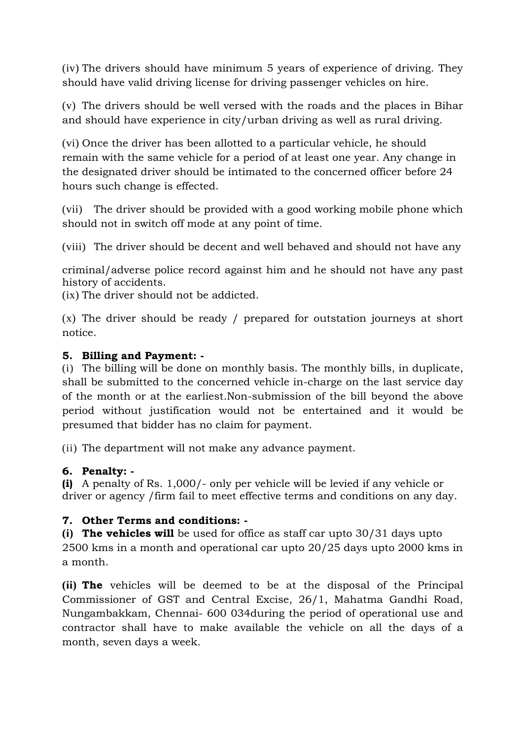(iv) The drivers should have minimum 5 years of experience of driving. They should have valid driving license for driving passenger vehicles on hire.

(v) The drivers should be well versed with the roads and the places in Bihar and should have experience in city/urban driving as well as rural driving.

(vi) Once the driver has been allotted to a particular vehicle, he should remain with the same vehicle for a period of at least one year. Any change in the designated driver should be intimated to the concerned officer before 24 hours such change is effected.

(vii) The driver should be provided with a good working mobile phone which should not in switch off mode at any point of time.

(viii) The driver should be decent and well behaved and should not have any

criminal/adverse police record against him and he should not have any past history of accidents.

(ix) The driver should not be addicted.

(x) The driver should be ready / prepared for outstation journeys at short notice.

**5. Billing and Payment: -**

(i) The billing will be done on monthly basis. The monthly bills, in duplicate, shall be submitted to the concerned vehicle in-charge on the last service day of the month or at the earliest.Non-submission of the bill beyond the above period without justification would not be entertained and it would be presumed that bidder has no claim for payment.

(ii) The department will not make any advance payment.

**6. Penalty: -**

**(i)** A penalty of Rs. 1,000/- only per vehicle will be levied if any vehicle or driver or agency /firm fail to meet effective terms and conditions on any day.

**7. Other Terms and conditions: -**

**(i) The vehicles will** be used for office as staff car upto 30/31 days upto 2500 kms in a month and operational car upto 20/25 days upto 2000 kms in a month.

**(ii) The** vehicles will be deemed to be at the disposal of the Principal Commissioner of GST and Central Excise, 26/1, Mahatma Gandhi Road, Nungambakkam, Chennai- 600 034during the period of operational use and contractor shall have to make available the vehicle on all the days of a month, seven days a week.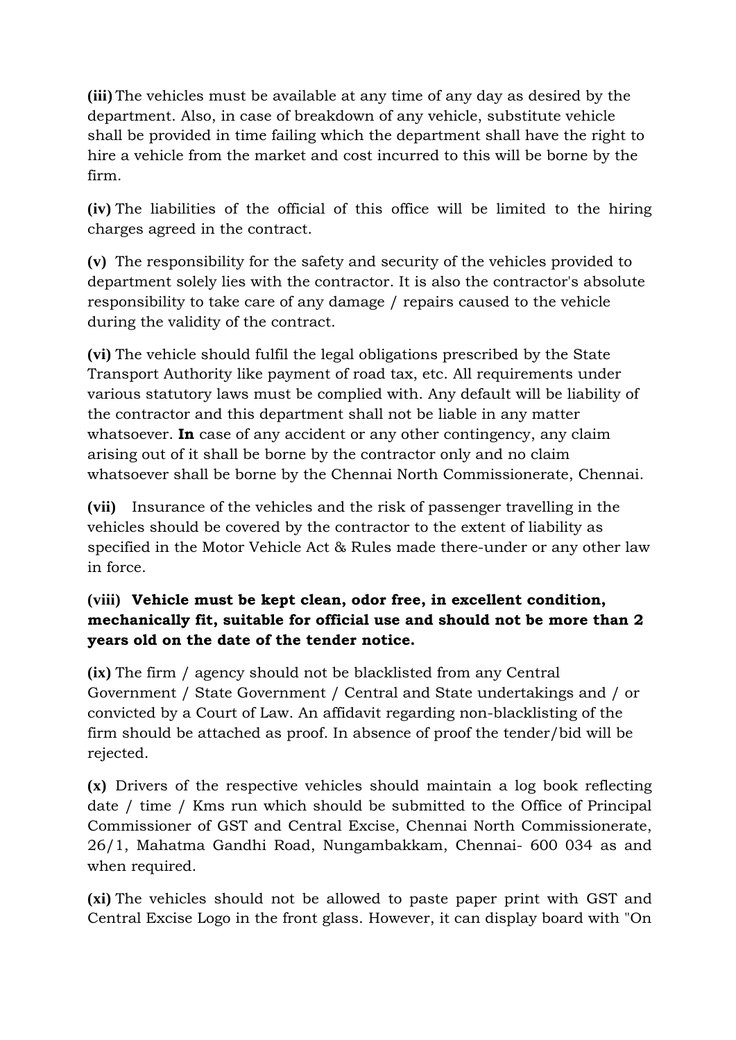**(iii)** The vehicles must be available at any time of any day as desired by the department. Also, in case of breakdown of any vehicle, substitute vehicle shall be provided in time failing which the department shall have the right to hire a vehicle from the market and cost incurred to this will be borne by the firm.

**(iv)** The liabilities of the official of this office will be limited to the hiring charges agreed in the contract.

**(v)** The responsibility for the safety and security of the vehicles provided to department solely lies with the contractor. It is also the contractor's absolute responsibility to take care of any damage / repairs caused to the vehicle during the validity of the contract.

**(vi)** The vehicle should fulfil the legal obligations prescribed by the State Transport Authority like payment of road tax, etc. All requirements under various statutory laws must be complied with. Any default will be liability of the contractor and this department shall not be liable in any matter whatsoever. **In** case of any accident or any other contingency, any claim arising out of it shall be borne by the contractor only and no claim whatsoever shall be borne by the Chennai North Commissionerate, Chennai.

**(vii)** Insurance of the vehicles and the risk of passenger travelling in the vehicles should be covered by the contractor to the extent of liability as specified in the Motor Vehicle Act & Rules made there-under or any other law in force.

**(viii) Vehicle must be kept clean, odor free, in excellent condition, mechanically fit, suitable for official use and should not be more than 2 years old on the date of the tender notice.**

**(ix)** The firm / agency should not be blacklisted from any Central Government / State Government / Central and State undertakings and / or convicted by a Court of Law. An affidavit regarding non-blacklisting of the firm should be attached as proof. In absence of proof the tender/bid will be rejected.

**(x)** Drivers of the respective vehicles should maintain a log book reflecting date / time / Kms run which should be submitted to the Office of Principal Commissioner of GST and Central Excise, Chennai North Commissionerate, 26/1, Mahatma Gandhi Road, Nungambakkam, Chennai- 600 034 as and when required.

**(xi)** The vehicles should not be allowed to paste paper print with GST and Central Excise Logo in the front glass. However, it can display board with "On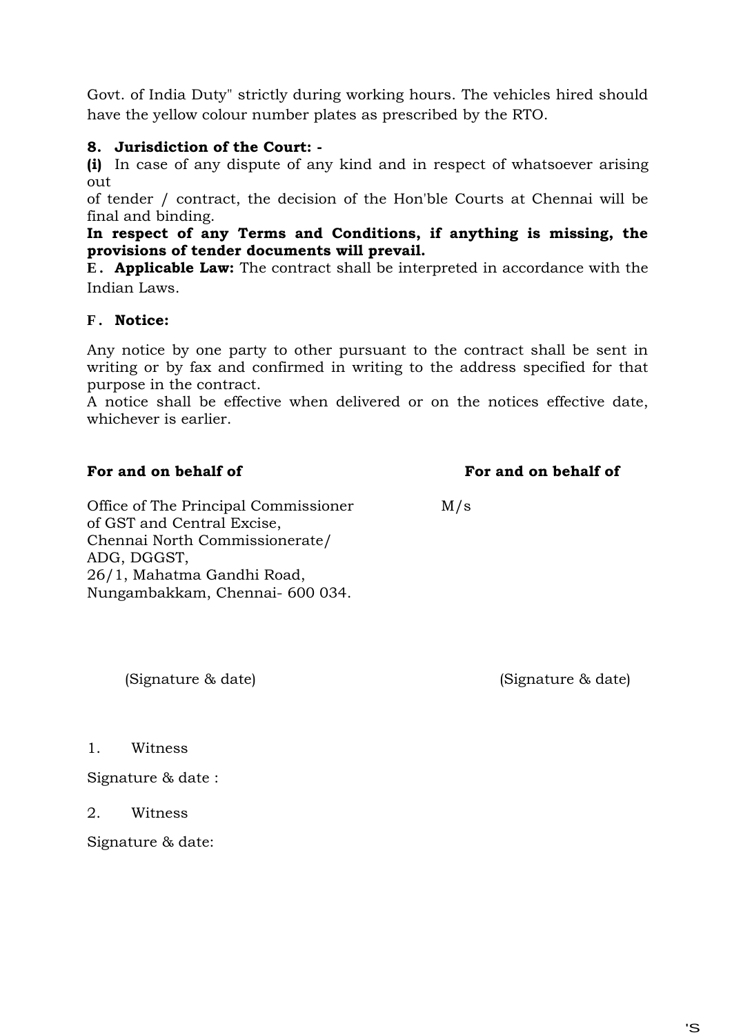Govt. of India Duty" strictly during working hours. The vehicles hired should have the yellow colour number plates as prescribed by the RTO.

**8. Jurisdiction of the Court: -**

**(i)** In case of any dispute of any kind and in respect of whatsoever arising out of tender / contract, the decision of the Hon'ble Courts at Chennai will be final and binding.

**In respect of any Terms and Conditions, if anything is missing, the provisions of tender documents will prevail.**

**E. Applicable Law:** The contract shall be interpreted in accordance with the Indian Laws.

**F. Notice:**

Any notice by one party to other pursuant to the contract shall be sent in writing or by fax and confirmed in writing to the address specified for that purpose in the contract.

A notice shall be effective when delivered or on the notices effective date, whichever is earlier.

**For and on behalf of**

Office of The Principal Commissioner of GST and Central Excise, Chennai North Commissionerate/ ADG, DGGST, 26/1, Mahatma Gandhi Road, Nungambakkam, Chennai- 600 034.

(Signature & date)

**For and on behalf of**

M/s

(Signature & date)

1. Witness

Signature & date :

2. Witness

Signature & date: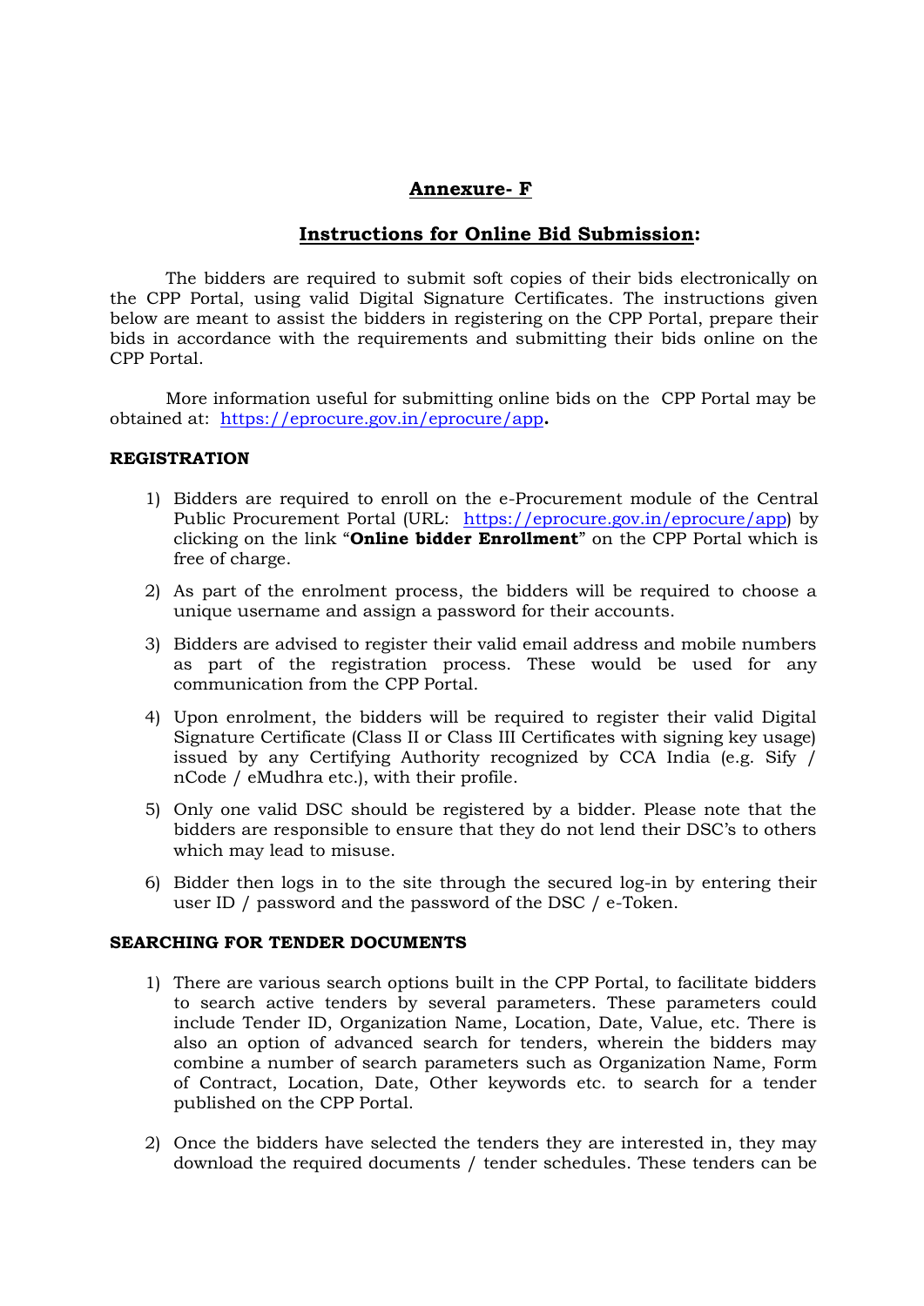# Annexure- F

## Instructions for Online Bid Submission:

The bidders are required to submit soft copies of their bids electronically on the CPP Portal, using valid Digital Signature Certificates. The instructions given below are meant to assist the bidders in registering on the CPP Portal, prepare their bids in accordance with the requirements and submitting their bids online on the CPP Portal.

More information useful for submitting online bids on the CPP Portal may be obtained at: https://eprocure.gov.in/eprocure/app**.**

**REGISTRATION**

1) Bidders are required to enroll on the e-Procurement module of the Central Public Procurement Portal (URL: https://eprocure.gov.in/eprocure/app) by clicking on the link "**Online bidder Enrollment**" on the CPP Portal which is free of charge.

2) As part of the enrolment process, the bidders will be required to choose a unique username and assign a password for their accounts.

3) Bidders are advised to register their valid email address and mobile numbers as part of the registration process. These would be used for any communication from the CPP Portal.

4) Upon enrolment, the bidders will be required to register their valid Digital Signature Certificate (Class II or Class III Certificates with signing key usage) issued by any Certifying Authority recognized by CCA India (e.g. Sify / nCode / eMudhra etc.), with their profile.

5) Only one valid DSC should be registered by a bidder. Please note that the bidders are responsible to ensure that they do not lend their DSC's to others which may lead to misuse.

6) Bidder then logs in to the site through the secured log-in by entering their user ID / password and the password of the DSC / e-Token.

**SEARCHING FOR TENDER DOCUMENTS**

1) There are various search options built in the CPP Portal, to facilitate bidders to search active tenders by several parameters. These parameters could include Tender ID, Organization Name, Location, Date, Value, etc. There is also an option of advanced search for tenders, wherein the bidders may combine a number of search parameters such as Organization Name, Form of Contract, Location, Date, Other keywords etc. to search for a tender published on the CPP Portal.

2) Once the bidders have selected the tenders they are interested in, they may download the required documents / tender schedules. These tenders can be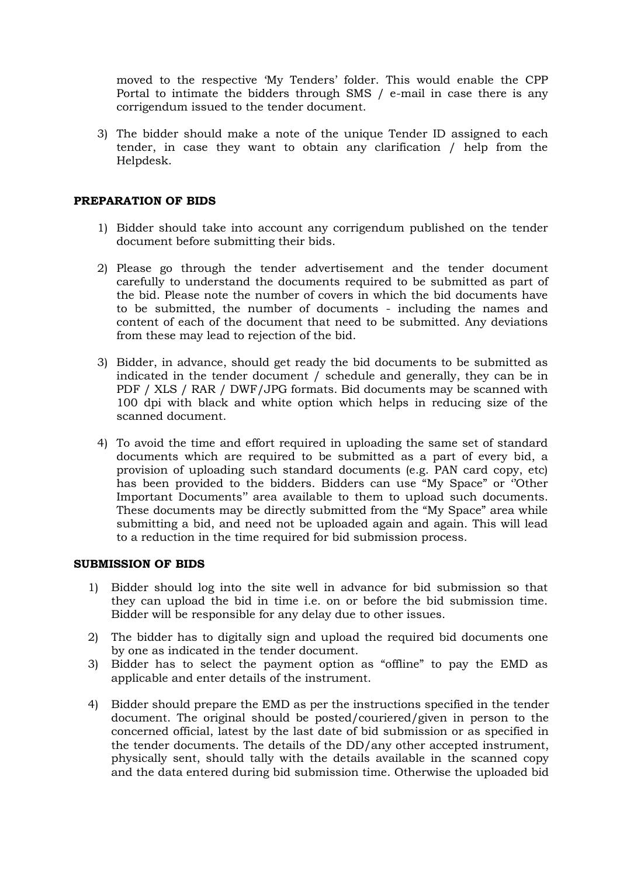moved to the respective 'My Tenders' folder. This would enable the CPP Portal to intimate the bidders through SMS / e-mail in case there is any corrigendum issued to the tender document.

3) The bidder should make a note of the unique Tender ID assigned to each tender, in case they want to obtain any clarification / help from the Helpdesk.

**PREPARATION OF BIDS**

1) Bidder should take into account any corrigendum published on the tender document before submitting their bids.

2) Please go through the tender advertisement and the tender document carefully to understand the documents required to be submitted as part of the bid. Please note the number of covers in which the bid documents have to be submitted, the number of documents - including the names and content of each of the document that need to be submitted. Any deviations from these may lead to rejection of the bid.

3) Bidder, in advance, should get ready the bid documents to be submitted as indicated in the tender document / schedule and generally, they can be in PDF / XLS / RAR / DWF/JPG formats. Bid documents may be scanned with 100 dpi with black and white option which helps in reducing size of the scanned document.

4) To avoid the time and effort required in uploading the same set of standard documents which are required to be submitted as a part of every bid, a provision of uploading such standard documents (e.g. PAN card copy, etc) has been provided to the bidders. Bidders can use "My Space" or ''Other Important Documents'' area available to them to upload such documents. These documents may be directly submitted from the "My Space" area while submitting a bid, and need not be uploaded again and again. This will lead to a reduction in the time required for bid submission process.

**SUBMISSION OF BIDS**

1) Bidder should log into the site well in advance for bid submission so that they can upload the bid in time i.e. on or before the bid submission time. Bidder will be responsible for any delay due to other issues.

2) The bidder has to digitally sign and upload the required bid documents one by one as indicated in the tender document.

3) Bidder has to select the payment option as "offline" to pay the EMD as applicable and enter details of the instrument.

4) Bidder should prepare the EMD as per the instructions specified in the tender document. The original should be posted/couriered/given in person to the concerned official, latest by the last date of bid submission or as specified in the tender documents. The details of the DD/any other accepted instrument, physically sent, should tally with the details available in the scanned copy and the data entered during bid submission time. Otherwise the uploaded bid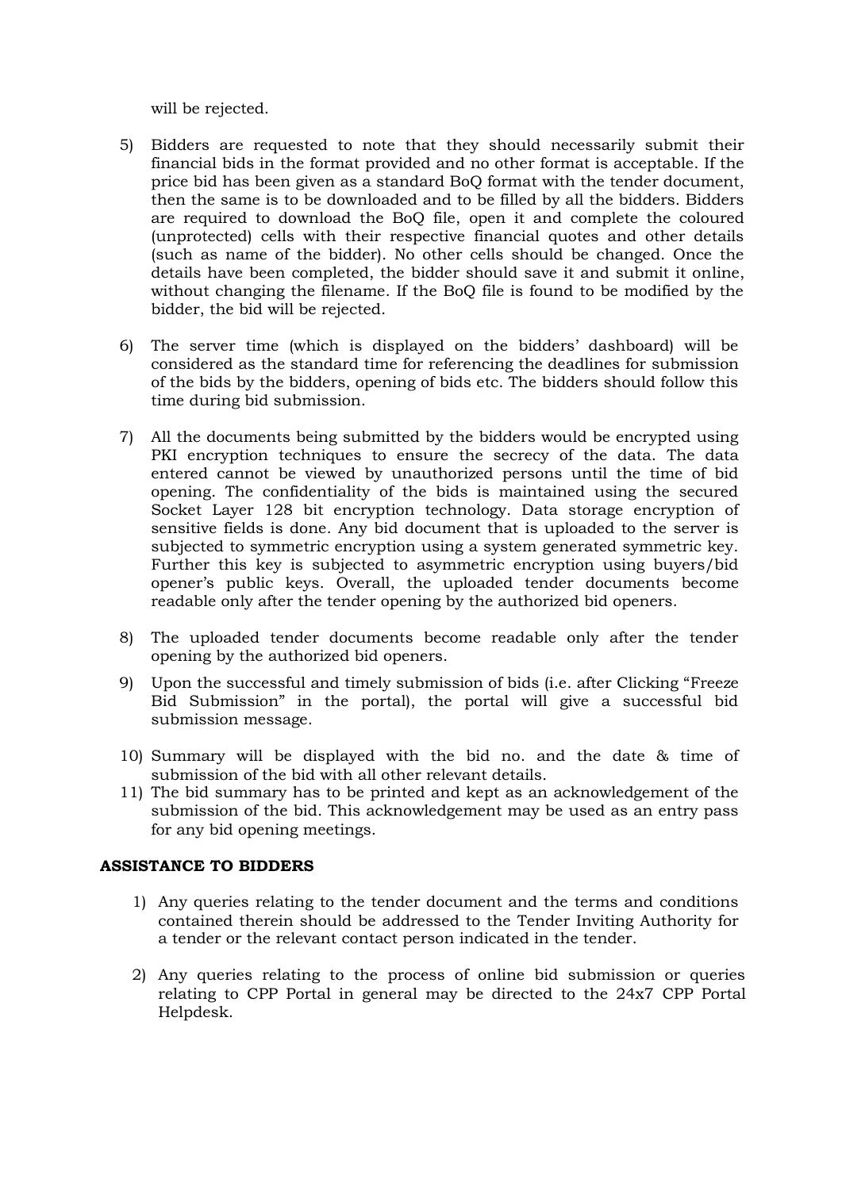will be rejected.

5) Bidders are requested to note that they should necessarily submit their financial bids in the format provided and no other format is acceptable. If the price bid has been given as a standard BoQ format with the tender document, then the same is to be downloaded and to be filled by all the bidders. Bidders are required to download the BoQ file, open it and complete the coloured (unprotected) cells with their respective financial quotes and other details (such as name of the bidder). No other cells should be changed. Once the details have been completed, the bidder should save it and submit it online, without changing the filename. If the BoQ file is found to be modified by the bidder, the bid will be rejected.

6) The server time (which is displayed on the bidders' dashboard) will be considered as the standard time for referencing the deadlines for submission of the bids by the bidders, opening of bids etc. The bidders should follow this time during bid submission.

7) All the documents being submitted by the bidders would be encrypted using PKI encryption techniques to ensure the secrecy of the data. The data entered cannot be viewed by unauthorized persons until the time of bid opening. The confidentiality of the bids is maintained using the secured Socket Layer 128 bit encryption technology. Data storage encryption of sensitive fields is done. Any bid document that is uploaded to the server is subjected to symmetric encryption using a system generated symmetric key. Further this key is subjected to asymmetric encryption using buyers/bid opener's public keys. Overall, the uploaded tender documents become readable only after the tender opening by the authorized bid openers.

8) The uploaded tender documents become readable only after the tender opening by the authorized bid openers.

9) Upon the successful and timely submission of bids (i.e. after Clicking "Freeze Bid Submission" in the portal), the portal will give a successful bid submission message.

10) Summary will be displayed with the bid no. and the date & time of submission of the bid with all other relevant details.

11) The bid summary has to be printed and kept as an acknowledgement of the submission of the bid. This acknowledgement may be used as an entry pass for any bid opening meetings.

**ASSISTANCE TO BIDDERS**

1) Any queries relating to the tender document and the terms and conditions contained therein should be addressed to the Tender Inviting Authority for a tender or the relevant contact person indicated in the tender.

2) Any queries relating to the process of online bid submission or queries relating to CPP Portal in general may be directed to the 24x7 CPP Portal Helpdesk.